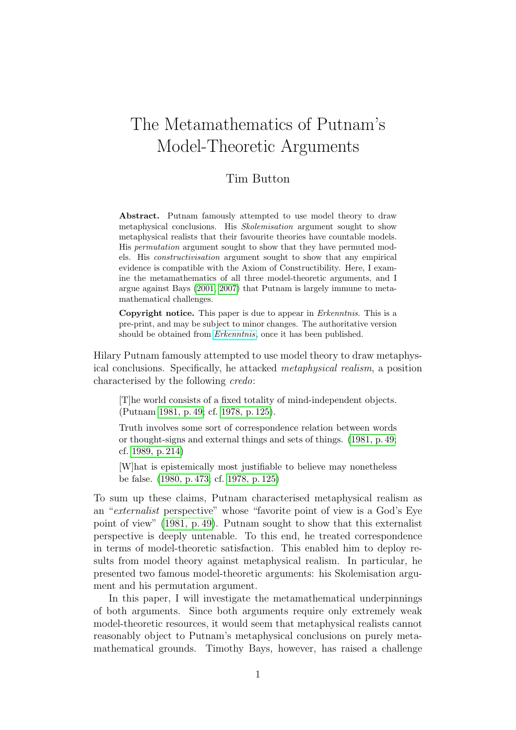# The Metamathematics of Putnam's Model-Theoretic Arguments

Tim Button

**Abstract.** Putnam famously attempted to use model theory to draw metaphysical conclusions. His *Skolemisation* argument sought to show metaphysical realists that their favourite theories have countable models. His *permutation* argument sought to show that they have permuted models. His *constructivisation* argument sought to show that any empirical evidence is compatible with the Axiom of Constructibility. Here, I examine the metamathematics of all three model-theoretic arguments, and I argue against Bays (2001, 2007) that Putnam is largely immune to metamathematical challenges.

**Copyright notice.** This paper is due to appear in *Erkenntnis*. This is a pre-print, and may be subject to minor changes. The authoritative version should be obtained from *Erkenntnis*, once it has been published.

Hilary Putnam famously attempted to use model theory to draw metaphysical conclusions. Specifically, he attacked *metaphysical realism*, a position characterised by the following *credo*:

> [T]he world consists of a fixed totality of mind-independent objects. (Putnam 1981, p. 49; cf. 1978, p. 125).
>
> Truth involves some sort of correspondence relation between words or thought-signs and external things and sets of things. (1981, p. 49; cf. 1989, p. 214)
>
> [W]hat is epistemically most justifiable to believe may nonetheless be false. (1980, p. 473; cf. 1978, p. 125)

To sum up these claims, Putnam characterised metaphysical realism as an "*externalist* perspective" whose "favorite point of view is a God's Eye point of view" (1981, p. 49). Putnam sought to show that this externalist perspective is deeply untenable. To this end, he treated correspondence in terms of model-theoretic satisfaction. This enabled him to deploy results from model theory against metaphysical realism. In particular, he presented two famous model-theoretic arguments: his Skolemisation argument and his permutation argument.

In this paper, I will investigate the metamathematical underpinnings of both arguments. Since both arguments require only extremely weak model-theoretic resources, it would seem that metaphysical realists cannot reasonably object to Putnam's metaphysical conclusions on purely metamathematical grounds. Timothy Bays, however, has raised a challenge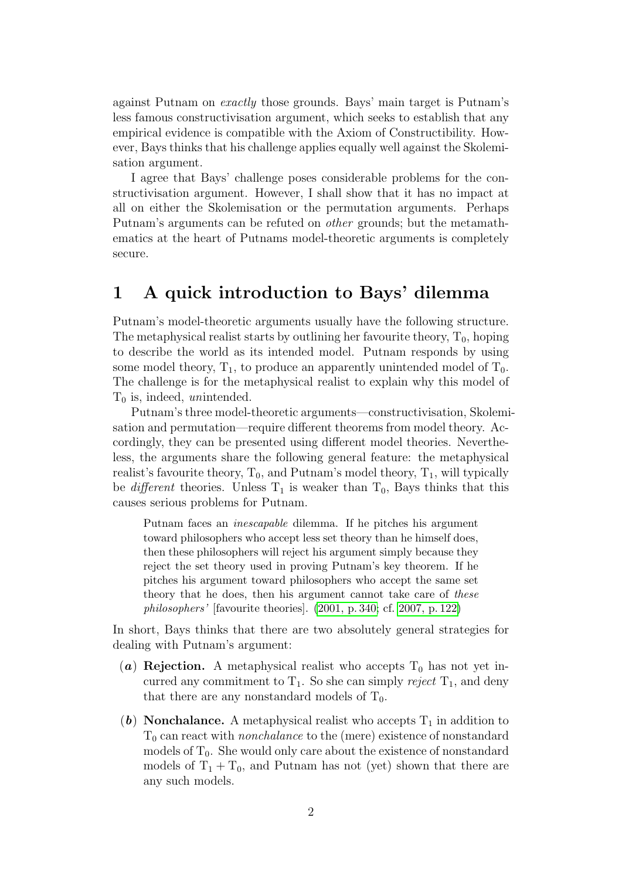against Putnam on *exactly* those grounds. Bays' main target is Putnam's less famous constructivisation argument, which seeks to establish that any empirical evidence is compatible with the Axiom of Constructibility. However, Bays thinks that his challenge applies equally well against the Skolemisation argument.

I agree that Bays' challenge poses considerable problems for the constructivisation argument. However, I shall show that it has no impact at all on either the Skolemisation or the permutation arguments. Perhaps Putnam's arguments can be refuted on *other* grounds; but the metamathematics at the heart of Putnams model-theoretic arguments is completely secure.

# 1 A quick introduction to Bays' dilemma

Putnam's model-theoretic arguments usually have the following structure. The metaphysical realist starts by outlining her favourite theory, $\mathrm{T}_0$, hoping to describe the world as its intended model. Putnam responds by using some model theory, $\mathrm{T}_1$, to produce an apparently unintended model of $\mathrm{T}_0$. The challenge is for the metaphysical realist to explain why this model of $\mathrm{T}_0$ is, indeed, *un*intended.

Putnam's three model-theoretic arguments—constructivisation, Skolemisation and permutation—require different theorems from model theory. Accordingly, they can be presented using different model theories. Nevertheless, the arguments share the following general feature: the metaphysical realist's favourite theory, $\mathrm{T}_0$, and Putnam's model theory, $\mathrm{T}_1$, will typically be *different* theories. Unless $\mathrm{T}_1$ is weaker than $\mathrm{T}_0$, Bays thinks that this causes serious problems for Putnam.

> Putnam faces an *inescapable* dilemma. If he pitches his argument toward philosophers who accept less set theory than he himself does, then these philosophers will reject his argument simply because they reject the set theory used in proving Putnam's key theorem. If he pitches his argument toward philosophers who accept the same set theory that he does, then his argument cannot take care of *these philosophers'* [favourite theories]. (2001, p. 340; cf. 2007, p. 122)

In short, Bays thinks that there are two absolutely general strategies for dealing with Putnam's argument:

(***a***) **Rejection.** A metaphysical realist who accepts $\mathrm{T}_0$ has not yet incurred any commitment to $\mathrm{T}_1$. So she can simply *reject* $\mathrm{T}_1$, and deny that there are any nonstandard models of $\mathrm{T}_0$.

(***b***) **Nonchalance.** A metaphysical realist who accepts $\mathrm{T}_1$ in addition to $\mathrm{T}_0$ can react with *nonchalance* to the (mere) existence of nonstandard models of $\mathrm{T}_0$. She would only care about the existence of nonstandard models of $\mathrm{T}_1 + \mathrm{T}_0$, and Putnam has not (yet) shown that there are any such models.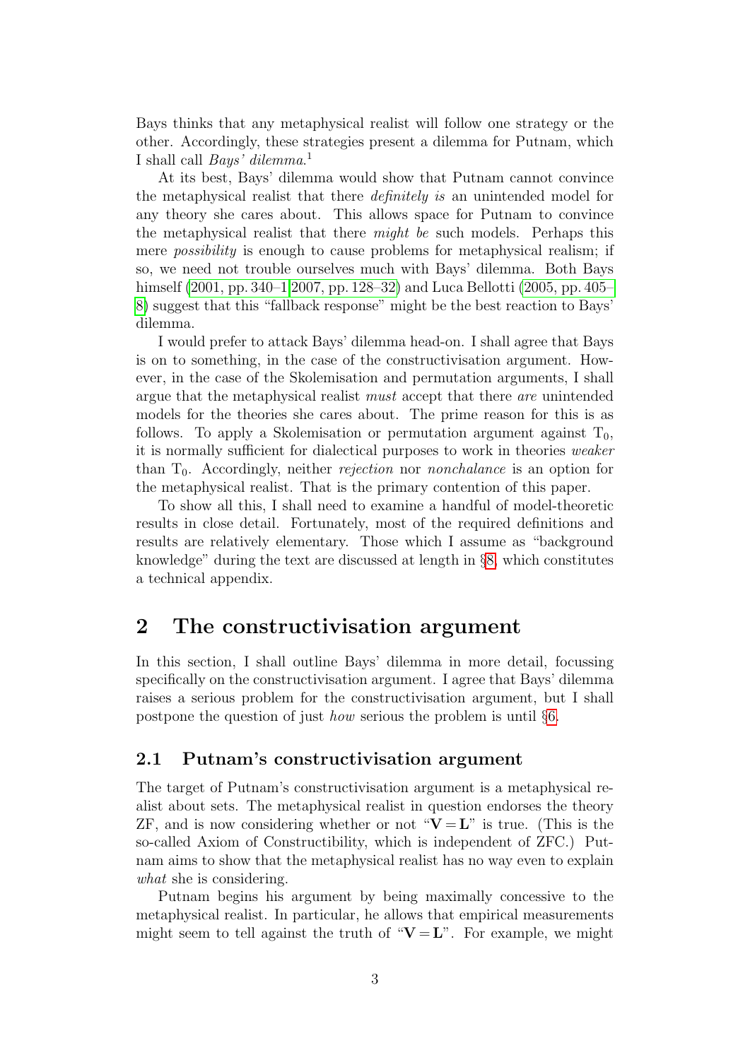Bays thinks that any metaphysical realist will follow one strategy or the other. Accordingly, these strategies present a dilemma for Putnam, which I shall call *Bays' dilemma*.[1]

At its best, Bays' dilemma would show that Putnam cannot convince the metaphysical realist that there *definitely is* an unintended model for any theory she cares about. This allows space for Putnam to convince the metaphysical realist that there *might be* such models. Perhaps this mere *possibility* is enough to cause problems for metaphysical realism; if so, we need not trouble ourselves much with Bays' dilemma. Both Bays himself (2001, pp. 340–1; 2007, pp. 128–32) and Luca Bellotti (2005, pp. 405–8) suggest that this "fallback response" might be the best reaction to Bays' dilemma.

I would prefer to attack Bays' dilemma head-on. I shall agree that Bays is on to something, in the case of the constructivisation argument. However, in the case of the Skolemisation and permutation arguments, I shall argue that the metaphysical realist *must* accept that there *are* unintended models for the theories she cares about. The prime reason for this is as follows. To apply a Skolemisation or permutation argument against $\mathrm{T}_0$, it is normally sufficient for dialectical purposes to work in theories *weaker* than $\mathrm{T}_0$. Accordingly, neither *rejection* nor *nonchalance* is an option for the metaphysical realist. That is the primary contention of this paper.

To show all this, I shall need to examine a handful of model-theoretic results in close detail. Fortunately, most of the required definitions and results are relatively elementary. Those which I assume as "background knowledge" during the text are discussed at length in §8, which constitutes a technical appendix.

## 2 The constructivisation argument

In this section, I shall outline Bays' dilemma in more detail, focussing specifically on the constructivisation argument. I agree that Bays' dilemma raises a serious problem for the constructivisation argument, but I shall postpone the question of just *how* serious the problem is until §6.

### 2.1 Putnam's constructivisation argument

The target of Putnam's constructivisation argument is a metaphysical realist about sets. The metaphysical realist in question endorses the theory ZF, and is now considering whether or not "$\mathbf{V} = \mathbf{L}$" is true. (This is the so-called Axiom of Constructibility, which is independent of ZFC.) Putnam aims to show that the metaphysical realist has no way even to explain *what* she is considering.

Putnam begins his argument by being maximally concessive to the metaphysical realist. In particular, he allows that empirical measurements might seem to tell against the truth of "$\mathbf{V} = \mathbf{L}$". For example, we might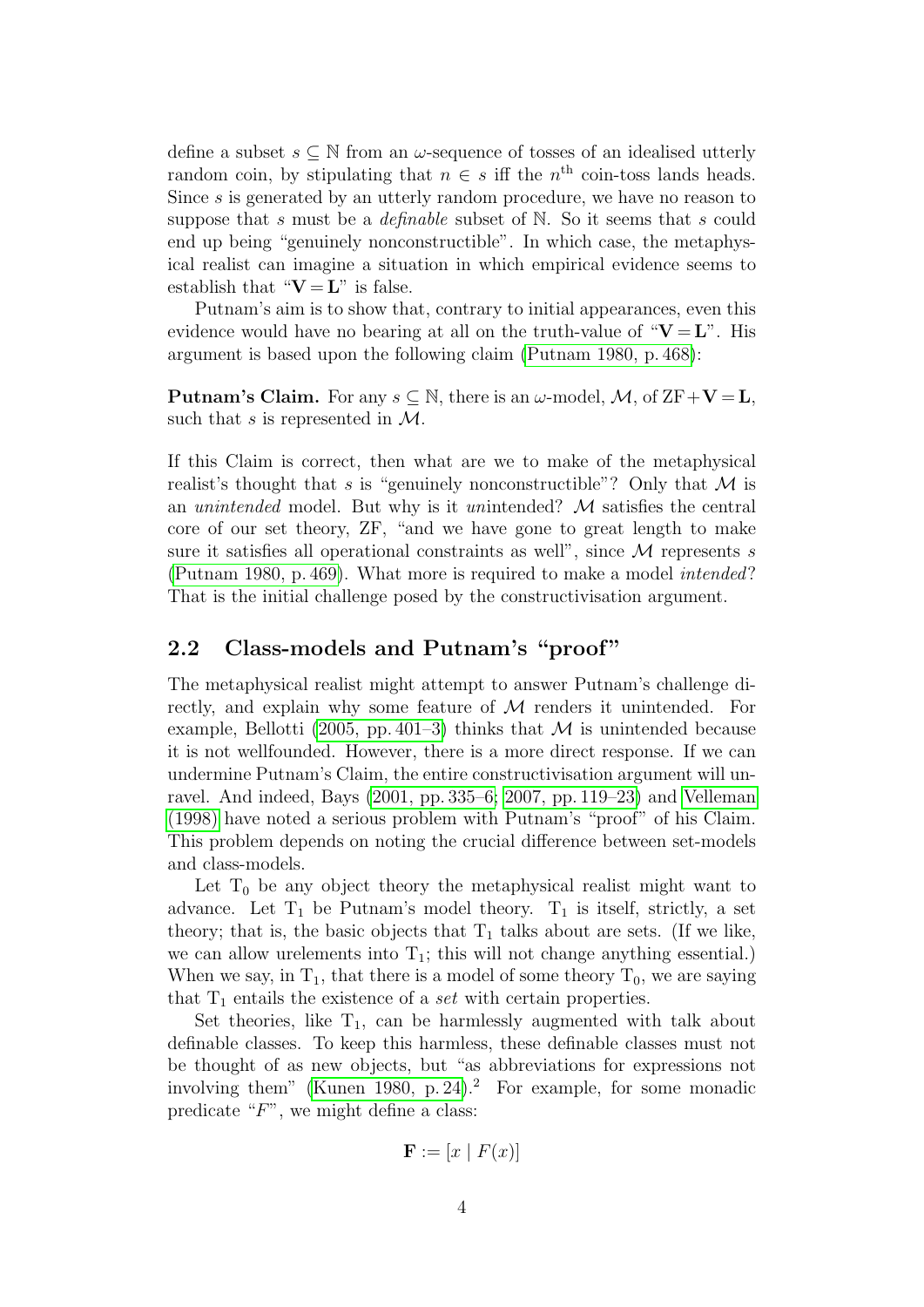define a subset $s \subseteq \mathbb{N}$ from an $\omega$-sequence of tosses of an idealised utterly random coin, by stipulating that $n \in s$ iff the $n^{\text{th}}$ coin-toss lands heads. Since $s$ is generated by an utterly random procedure, we have no reason to suppose that $s$ must be a *definable* subset of $\mathbb{N}$. So it seems that $s$ could end up being "genuinely nonconstructible". In which case, the metaphysical realist can imagine a situation in which empirical evidence seems to establish that "$\mathbf{V} = \mathbf{L}$" is false.

Putnam's aim is to show that, contrary to initial appearances, even this evidence would have no bearing at all on the truth-value of "$\mathbf{V} = \mathbf{L}$". His argument is based upon the following claim (Putnam 1980, p. 468):

**Putnam's Claim.** For any $s \subseteq \mathbb{N}$, there is an $\omega$-model, $\mathcal{M}$, of ZF + $\mathbf{V} = \mathbf{L}$, such that $s$ is represented in $\mathcal{M}$.

If this Claim is correct, then what are we to make of the metaphysical realist's thought that $s$ is "genuinely nonconstructible"? Only that $\mathcal{M}$ is an *unintended* model. But why is it *un*intended? $\mathcal{M}$ satisfies the central core of our set theory, ZF, "and we have gone to great length to make sure it satisfies all operational constraints as well", since $\mathcal{M}$ represents $s$ (Putnam 1980, p. 469). What more is required to make a model *intended*? That is the initial challenge posed by the constructivisation argument.

## 2.2 Class-models and Putnam's "proof"

The metaphysical realist might attempt to answer Putnam's challenge directly, and explain why some feature of $\mathcal{M}$ renders it unintended. For example, Bellotti (2005, pp. 401–3) thinks that $\mathcal{M}$ is unintended because it is not wellfounded. However, there is a more direct response. If we can undermine Putnam's Claim, the entire constructivisation argument will unravel. And indeed, Bays (2001, pp. 335–6; 2007, pp. 119–23) and Velleman (1998) have noted a serious problem with Putnam's "proof" of his Claim. This problem depends on noting the crucial difference between set-models and class-models.

Let $\mathrm{T}_0$ be any object theory the metaphysical realist might want to advance. Let $\mathrm{T}_1$ be Putnam's model theory. $\mathrm{T}_1$ is itself, strictly, a set theory; that is, the basic objects that $\mathrm{T}_1$ talks about are sets. (If we like, we can allow urelements into $\mathrm{T}_1$; this will not change anything essential.) When we say, in $\mathrm{T}_1$, that there is a model of some theory $\mathrm{T}_0$, we are saying that $\mathrm{T}_1$ entails the existence of a *set* with certain properties.

Set theories, like $\mathrm{T}_1$, can be harmlessly augmented with talk about definable classes. To keep this harmless, these definable classes must not be thought of as new objects, but "as abbreviations for expressions not involving them" (Kunen 1980, p. 24).[2] For example, for some monadic predicate "$F$", we might define a class:

$$\mathbf{F} := [x \mid F(x)]$$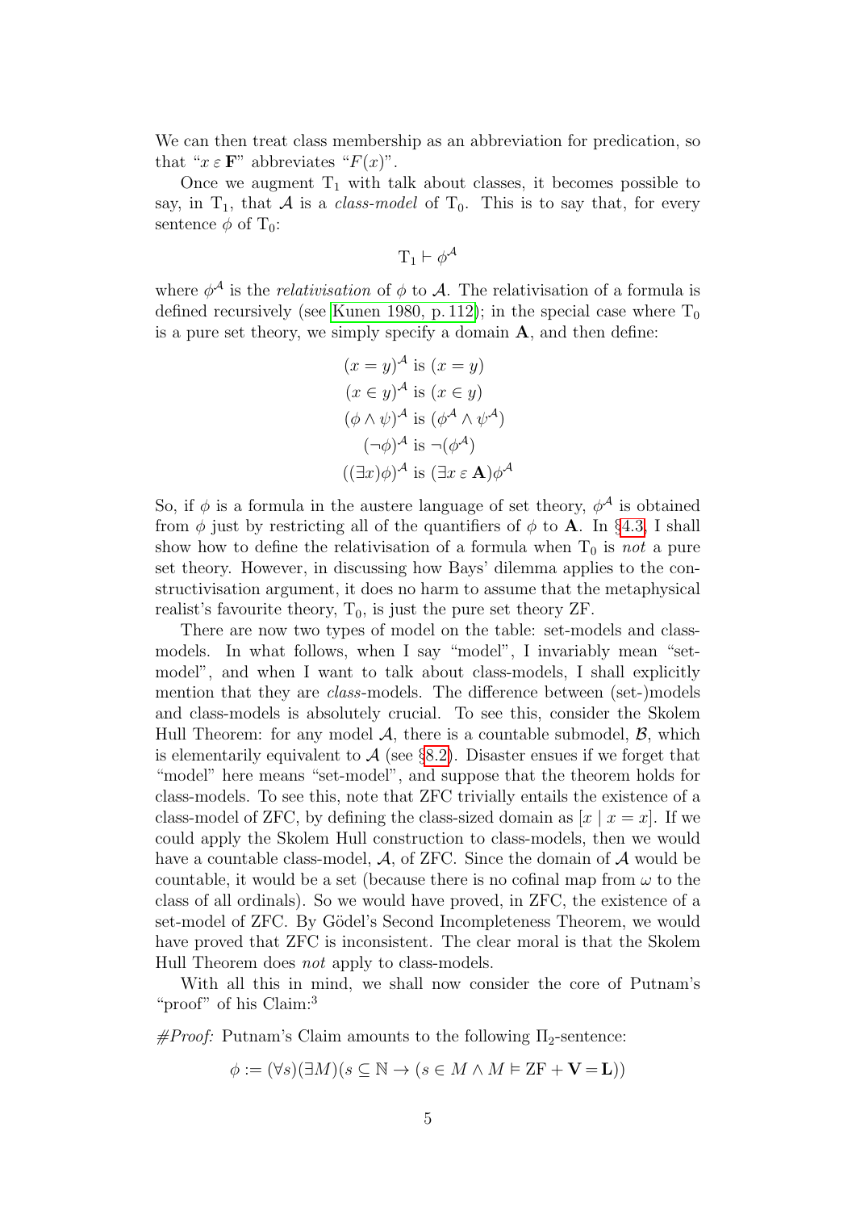We can then treat class membership as an abbreviation for predication, so that "$x \varepsilon \mathbf{F}$" abbreviates "$F(x)$".

Once we augment $\mathrm{T}_1$ with talk about classes, it becomes possible to say, in $\mathrm{T}_1$, that $\mathcal{A}$ is a *class-model* of $\mathrm{T}_0$. This is to say that, for every sentence $\phi$ of $\mathrm{T}_0$:

$$\mathrm{T}_1 \vdash \phi^{\mathcal{A}}$$

where $\phi^{\mathcal{A}}$ is the *relativisation* of $\phi$ to $\mathcal{A}$. The relativisation of a formula is defined recursively (see Kunen 1980, p. 112); in the special case where $\mathrm{T}_0$ is a pure set theory, we simply specify a domain $\mathbf{A}$, and then define:

$$\begin{aligned}
(x = y)^{\mathcal{A}} &\text{ is } (x = y)\\
(x \in y)^{\mathcal{A}} &\text{ is } (x \in y)\\
(\phi \wedge \psi)^{\mathcal{A}} &\text{ is } (\phi^{\mathcal{A}} \wedge \psi^{\mathcal{A}})\\
(\neg\phi)^{\mathcal{A}} &\text{ is } \neg(\phi^{\mathcal{A}})\\
((\exists x)\phi)^{\mathcal{A}} &\text{ is } (\exists x \,\varepsilon\, \mathbf{A})\phi^{\mathcal{A}}
\end{aligned}$$

So, if $\phi$ is a formula in the austere language of set theory, $\phi^{\mathcal{A}}$ is obtained from $\phi$ just by restricting all of the quantifiers of $\phi$ to $\mathbf{A}$. In §4.3, I shall show how to define the relativisation of a formula when $\mathrm{T}_0$ is *not* a pure set theory. However, in discussing how Bays' dilemma applies to the constructivisation argument, it does no harm to assume that the metaphysical realist's favourite theory, $\mathrm{T}_0$, is just the pure set theory ZF.

There are now two types of model on the table: set-models and class-models. In what follows, when I say "model", I invariably mean "set-model", and when I want to talk about class-models, I shall explicitly mention that they are *class*-models. The difference between (set-)models and class-models is absolutely crucial. To see this, consider the Skolem Hull Theorem: for any model $\mathcal{A}$, there is a countable submodel, $\mathcal{B}$, which is elementarily equivalent to $\mathcal{A}$ (see §8.2). Disaster ensues if we forget that "model" here means "set-model", and suppose that the theorem holds for class-models. To see this, note that ZFC trivially entails the existence of a class-model of ZFC, by defining the class-sized domain as $[x \mid x = x]$. If we could apply the Skolem Hull construction to class-models, then we would have a countable class-model, $\mathcal{A}$, of ZFC. Since the domain of $\mathcal{A}$ would be countable, it would be a set (because there is no cofinal map from $\omega$ to the class of all ordinals). So we would have proved, in ZFC, the existence of a set-model of ZFC. By Gödel's Second Incompleteness Theorem, we would have proved that ZFC is inconsistent. The clear moral is that the Skolem Hull Theorem does *not* apply to class-models.

With all this in mind, we shall now consider the core of Putnam's "proof" of his Claim:[3]

*#Proof:* Putnam's Claim amounts to the following $\Pi_2$-sentence:

$$\phi := (\forall s)(\exists M)(s \subseteq \mathbb{N} \rightarrow (s \in M \wedge M \vDash \mathrm{ZF} + \mathbf{V} = \mathbf{L}))$$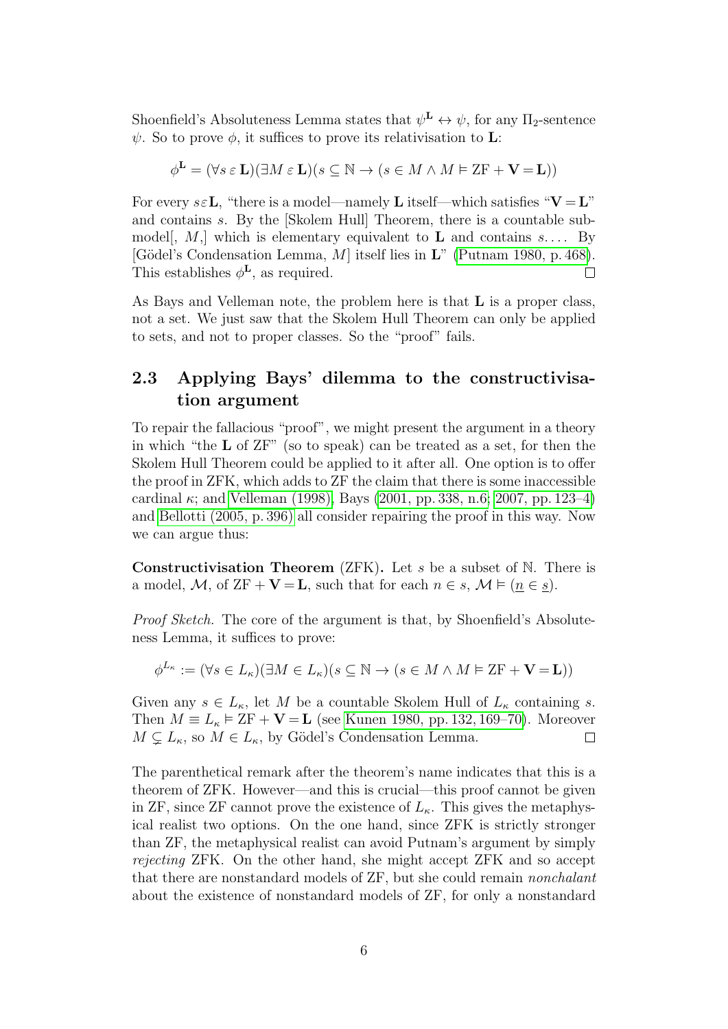Shoenfield's Absoluteness Lemma states that $\psi^{\mathbf{L}} \leftrightarrow \psi$, for any $\Pi_2$-sentence $\psi$. So to prove $\phi$, it suffices to prove its relativisation to $\mathbf{L}$:

$$\phi^{\mathbf{L}} = (\forall s \,\varepsilon\, \mathbf{L})(\exists M \,\varepsilon\, \mathbf{L})(s \subseteq \mathbb{N} \rightarrow (s \in M \wedge M \vDash \text{ZF} + \mathbf{V} = \mathbf{L}))$$

For every $s \varepsilon \mathbf{L}$, "there is a model—namely $\mathbf{L}$ itself—which satisfies "$\mathbf{V} = \mathbf{L}$" and contains $s$. By the [Skolem Hull] Theorem, there is a countable submodel[, $M$,] which is elementary equivalent to $\mathbf{L}$ and contains $s$.... By [Gödel's Condensation Lemma, $M$] itself lies in $\mathbf{L}$" (Putnam 1980, p. 468). This establishes $\phi^{\mathbf{L}}$, as required. □

As Bays and Velleman note, the problem here is that $\mathbf{L}$ is a proper class, not a set. We just saw that the Skolem Hull Theorem can only be applied to sets, and not to proper classes. So the "proof" fails.

## 2.3 Applying Bays' dilemma to the constructivisation argument

To repair the fallacious "proof", we might present the argument in a theory in which "the $\mathbf{L}$ of ZF" (so to speak) can be treated as a set, for then the Skolem Hull Theorem could be applied to it after all. One option is to offer the proof in ZFK, which adds to ZF the claim that there is some inaccessible cardinal $\kappa$; and Velleman (1998), Bays (2001, pp. 338, n.6; 2007, pp. 123–4) and Bellotti (2005, p. 396) all consider repairing the proof in this way. Now we can argue thus:

**Constructivisation Theorem** (ZFK)**.** Let $s$ be a subset of $\mathbb{N}$. There is a model, $\mathcal{M}$, of ZF + $\mathbf{V} = \mathbf{L}$, such that for each $n \in s$, $\mathcal{M} \vDash (\underline{n} \in \underline{s})$.

*Proof Sketch.* The core of the argument is that, by Shoenfield's Absoluteness Lemma, it suffices to prove:

$$\phi^{L_\kappa} := (\forall s \in L_\kappa)(\exists M \in L_\kappa)(s \subseteq \mathbb{N} \rightarrow (s \in M \wedge M \vDash \text{ZF} + \mathbf{V} = \mathbf{L}))$$

Given any $s \in L_\kappa$, let $M$ be a countable Skolem Hull of $L_\kappa$ containing $s$. Then $M \equiv L_\kappa \vDash \text{ZF} + \mathbf{V} = \mathbf{L}$ (see Kunen 1980, pp. 132, 169–70). Moreover $M \subsetneq L_\kappa$, so $M \in L_\kappa$, by Gödel's Condensation Lemma. □

The parenthetical remark after the theorem's name indicates that this is a theorem of ZFK. However—and this is crucial—this proof cannot be given in ZF, since ZF cannot prove the existence of $L_\kappa$. This gives the metaphysical realist two options. On the one hand, since ZFK is strictly stronger than ZF, the metaphysical realist can avoid Putnam's argument by simply *rejecting* ZFK. On the other hand, she might accept ZFK and so accept that there are nonstandard models of ZF, but she could remain *nonchalant* about the existence of nonstandard models of ZF, for only a nonstandard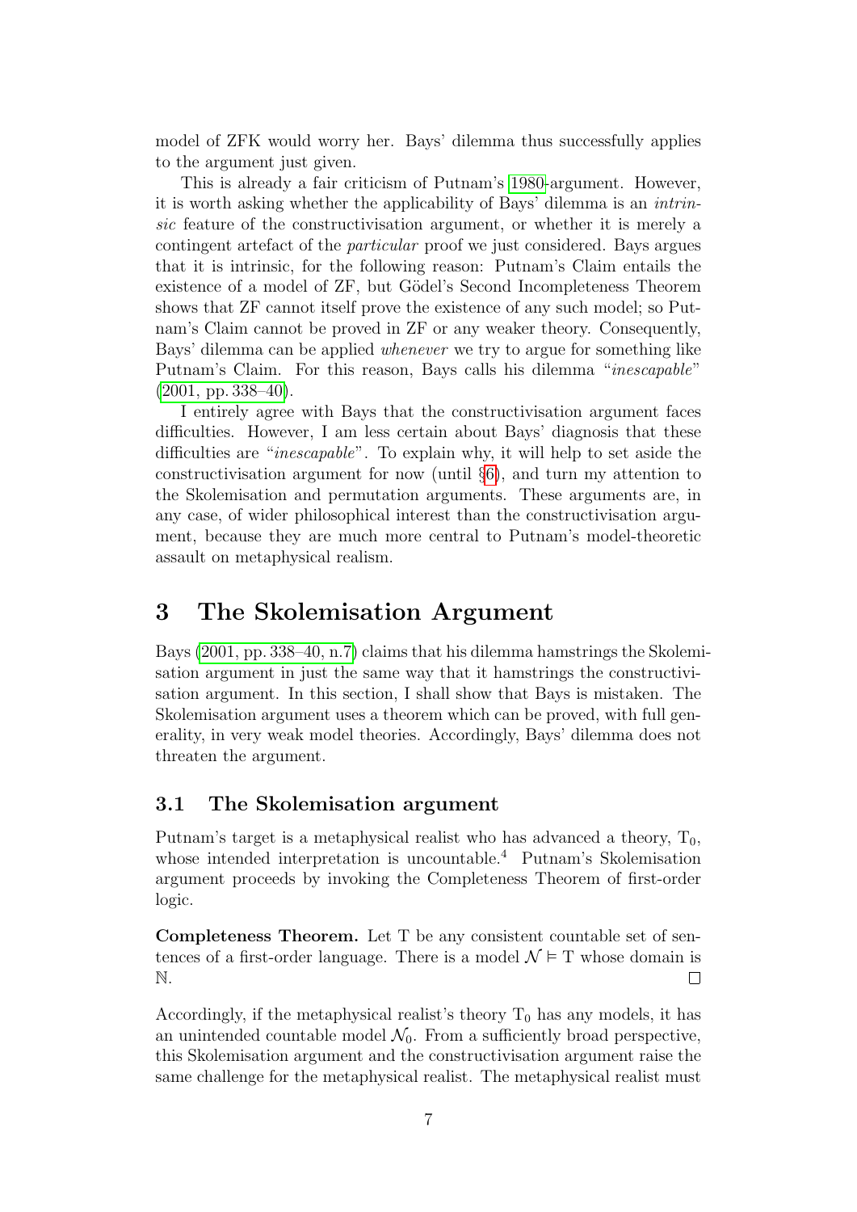model of ZFK would worry her. Bays' dilemma thus successfully applies to the argument just given.

This is already a fair criticism of Putnam's 1980-argument. However, it is worth asking whether the applicability of Bays' dilemma is an *intrinsic* feature of the constructivisation argument, or whether it is merely a contingent artefact of the *particular* proof we just considered. Bays argues that it is intrinsic, for the following reason: Putnam's Claim entails the existence of a model of ZF, but Gödel's Second Incompleteness Theorem shows that ZF cannot itself prove the existence of any such model; so Putnam's Claim cannot be proved in ZF or any weaker theory. Consequently, Bays' dilemma can be applied *whenever* we try to argue for something like Putnam's Claim. For this reason, Bays calls his dilemma "*inescapable*" (2001, pp. 338–40).

I entirely agree with Bays that the constructivisation argument faces difficulties. However, I am less certain about Bays' diagnosis that these difficulties are "*inescapable*". To explain why, it will help to set aside the constructivisation argument for now (until §6), and turn my attention to the Skolemisation and permutation arguments. These arguments are, in any case, of wider philosophical interest than the constructivisation argument, because they are much more central to Putnam's model-theoretic assault on metaphysical realism.

## 3 The Skolemisation Argument

Bays (2001, pp. 338–40, n.7) claims that his dilemma hamstrings the Skolemisation argument in just the same way that it hamstrings the constructivisation argument. In this section, I shall show that Bays is mistaken. The Skolemisation argument uses a theorem which can be proved, with full generality, in very weak model theories. Accordingly, Bays' dilemma does not threaten the argument.

### 3.1 The Skolemisation argument

Putnam's target is a metaphysical realist who has advanced a theory, $\mathrm{T}_0$, whose intended interpretation is uncountable.[4] Putnam's Skolemisation argument proceeds by invoking the Completeness Theorem of first-order logic.

**Completeness Theorem.** Let T be any consistent countable set of sentences of a first-order language. There is a model $\mathcal{N} \vDash \mathrm{T}$ whose domain is $\mathbb{N}$. □

Accordingly, if the metaphysical realist's theory $\mathrm{T}_0$ has any models, it has an unintended countable model $\mathcal{N}_0$. From a sufficiently broad perspective, this Skolemisation argument and the constructivisation argument raise the same challenge for the metaphysical realist. The metaphysical realist must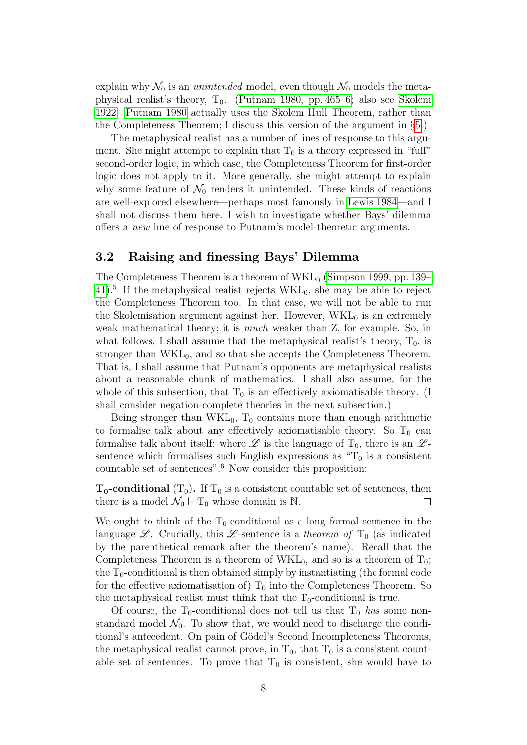explain why $\mathcal{N}_0$ is an *unintended* model, even though $\mathcal{N}_0$ models the metaphysical realist's theory, $T_0$. (Putnam 1980, pp. 465–6; also see Skolem 1922. Putnam 1980 actually uses the Skolem Hull Theorem, rather than the Completeness Theorem; I discuss this version of the argument in §5.)

The metaphysical realist has a number of lines of response to this argument. She might attempt to explain that $T_0$ is a theory expressed in "full" second-order logic, in which case, the Completeness Theorem for first-order logic does not apply to it. More generally, she might attempt to explain why some feature of $\mathcal{N}_0$ renders it unintended. These kinds of reactions are well-explored elsewhere—perhaps most famously in Lewis 1984—and I shall not discuss them here. I wish to investigate whether Bays' dilemma offers a *new* line of response to Putnam's model-theoretic arguments.

## 3.2 Raising and finessing Bays' Dilemma

The Completeness Theorem is a theorem of $WKL_0$ (Simpson 1999, pp. 139–41).[5] If the metaphysical realist rejects $WKL_0$, she may be able to reject the Completeness Theorem too. In that case, we will not be able to run the Skolemisation argument against her. However, $WKL_0$ is an extremely weak mathematical theory; it is *much* weaker than Z, for example. So, in what follows, I shall assume that the metaphysical realist's theory, $T_0$, is stronger than $WKL_0$, and so that she accepts the Completeness Theorem. That is, I shall assume that Putnam's opponents are metaphysical realists about a reasonable chunk of mathematics. I shall also assume, for the whole of this subsection, that $T_0$ is an effectively axiomatisable theory. (I shall consider negation-complete theories in the next subsection.)

Being stronger than $WKL_0$, $T_0$ contains more than enough arithmetic to formalise talk about any effectively axiomatisable theory. So $T_0$ can formalise talk about itself: where $\mathscr{L}$ is the language of $T_0$, there is an $\mathscr{L}$-sentence which formalises such English expressions as "$T_0$ is a consistent countable set of sentences".[6] Now consider this proposition:

**$\mathbf{T_0}$-conditional** ($T_0$)**.** If $T_0$ is a consistent countable set of sentences, then there is a model $\mathcal{N}_0 \vDash T_0$ whose domain is $\mathbb{N}$. □

We ought to think of the $T_0$-conditional as a long formal sentence in the language $\mathscr{L}$. Crucially, this $\mathscr{L}$-sentence is a *theorem of* $T_0$ (as indicated by the parenthetical remark after the theorem's name). Recall that the Completeness Theorem is a theorem of $WKL_0$, and so is a theorem of $T_0$; the $T_0$-conditional is then obtained simply by instantiating (the formal code for the effective axiomatisation of) $T_0$ into the Completeness Theorem. So the metaphysical realist must think that the $T_0$-conditional is true.

Of course, the $T_0$-conditional does not tell us that $T_0$ *has* some nonstandard model $\mathcal{N}_0$. To show that, we would need to discharge the conditional's antecedent. On pain of Gödel's Second Incompleteness Theorems, the metaphysical realist cannot prove, in $T_0$, that $T_0$ is a consistent countable set of sentences. To prove that $T_0$ is consistent, she would have to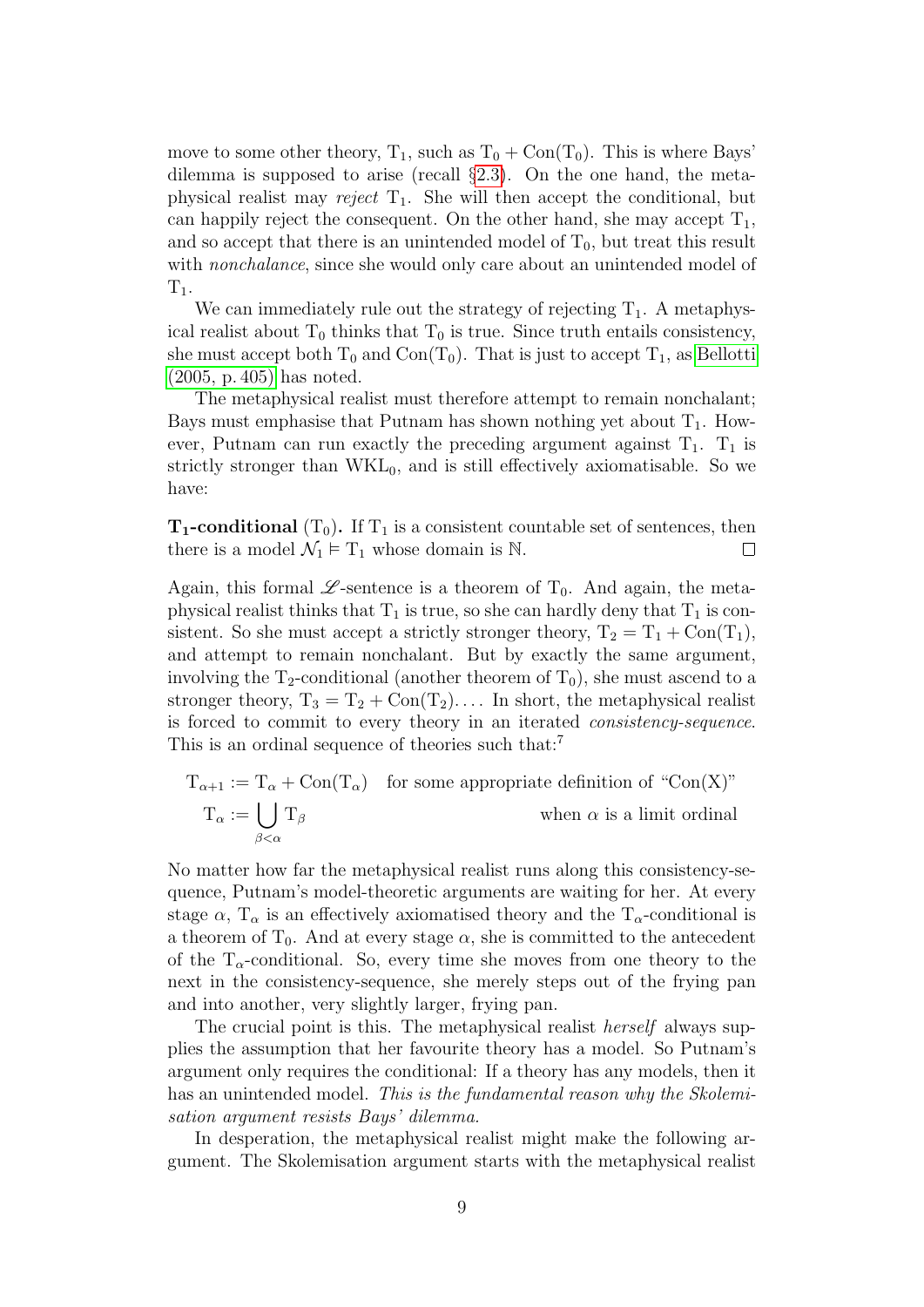move to some other theory, $\mathrm{T}_1$, such as $\mathrm{T}_0 + \mathrm{Con}(\mathrm{T}_0)$. This is where Bays' dilemma is supposed to arise (recall §2.3). On the one hand, the metaphysical realist may *reject* $\mathrm{T}_1$. She will then accept the conditional, but can happily reject the consequent. On the other hand, she may accept $\mathrm{T}_1$, and so accept that there is an unintended model of $\mathrm{T}_0$, but treat this result with *nonchalance*, since she would only care about an unintended model of $\mathrm{T}_1$.

We can immediately rule out the strategy of rejecting $\mathrm{T}_1$. A metaphysical realist about $\mathrm{T}_0$ thinks that $\mathrm{T}_0$ is true. Since truth entails consistency, she must accept both $\mathrm{T}_0$ and $\mathrm{Con}(\mathrm{T}_0)$. That is just to accept $\mathrm{T}_1$, as Bellotti (2005, p. 405) has noted.

The metaphysical realist must therefore attempt to remain nonchalant; Bays must emphasise that Putnam has shown nothing yet about $\mathrm{T}_1$. However, Putnam can run exactly the preceding argument against $\mathrm{T}_1$. $\mathrm{T}_1$ is strictly stronger than $\mathrm{WKL}_0$, and is still effectively axiomatisable. So we have:

**$\mathrm{T}_1$-conditional** ($\mathrm{T}_0$)**.** If $\mathrm{T}_1$ is a consistent countable set of sentences, then there is a model $\mathcal{N}_1 \vDash \mathrm{T}_1$ whose domain is $\mathbb{N}$. □

Again, this formal $\mathscr{L}$-sentence is a theorem of $\mathrm{T}_0$. And again, the metaphysical realist thinks that $\mathrm{T}_1$ is true, so she can hardly deny that $\mathrm{T}_1$ is consistent. So she must accept a strictly stronger theory, $\mathrm{T}_2 = \mathrm{T}_1 + \mathrm{Con}(\mathrm{T}_1)$, and attempt to remain nonchalant. But by exactly the same argument, involving the $\mathrm{T}_2$-conditional (another theorem of $\mathrm{T}_0$), she must ascend to a stronger theory, $\mathrm{T}_3 = \mathrm{T}_2 + \mathrm{Con}(\mathrm{T}_2)\ldots$. In short, the metaphysical realist is forced to commit to every theory in an iterated *consistency-sequence*. This is an ordinal sequence of theories such that:[7]

$$\mathrm{T}_{\alpha+1} := \mathrm{T}_\alpha + \mathrm{Con}(\mathrm{T}_\alpha) \quad \text{for some appropriate definition of “Con(X)”}$$

$$\mathrm{T}_\alpha := \bigcup_{\beta<\alpha} \mathrm{T}_\beta \qquad \text{when } \alpha \text{ is a limit ordinal}$$

No matter how far the metaphysical realist runs along this consistency-sequence, Putnam's model-theoretic arguments are waiting for her. At every stage $\alpha$, $\mathrm{T}_\alpha$ is an effectively axiomatised theory and the $\mathrm{T}_\alpha$-conditional is a theorem of $\mathrm{T}_0$. And at every stage $\alpha$, she is committed to the antecedent of the $\mathrm{T}_\alpha$-conditional. So, every time she moves from one theory to the next in the consistency-sequence, she merely steps out of the frying pan and into another, very slightly larger, frying pan.

The crucial point is this. The metaphysical realist *herself* always supplies the assumption that her favourite theory has a model. So Putnam's argument only requires the conditional: If a theory has any models, then it has an unintended model. *This is the fundamental reason why the Skolemisation argument resists Bays' dilemma.*

In desperation, the metaphysical realist might make the following argument. The Skolemisation argument starts with the metaphysical realist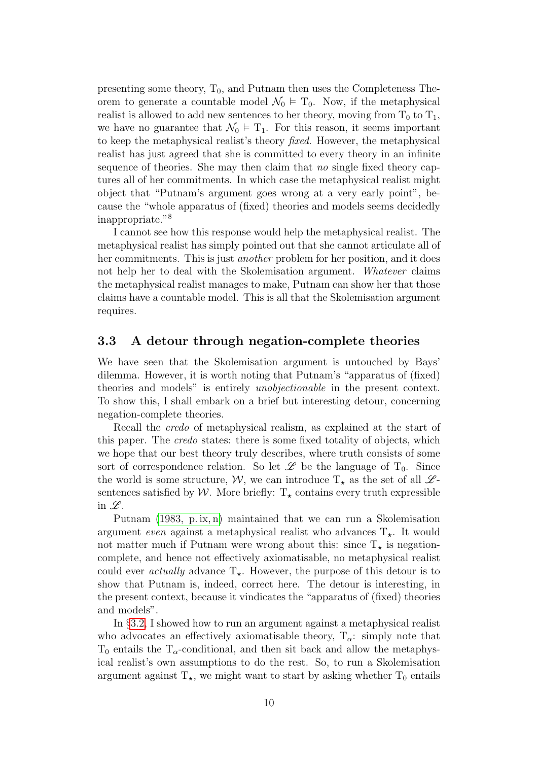presenting some theory, $\mathrm{T}_0$, and Putnam then uses the Completeness Theorem to generate a countable model $\mathcal{N}_0 \vDash \mathrm{T}_0$. Now, if the metaphysical realist is allowed to add new sentences to her theory, moving from $\mathrm{T}_0$ to $\mathrm{T}_1$, we have no guarantee that $\mathcal{N}_0 \vDash \mathrm{T}_1$. For this reason, it seems important to keep the metaphysical realist's theory *fixed*. However, the metaphysical realist has just agreed that she is committed to every theory in an infinite sequence of theories. She may then claim that *no* single fixed theory captures all of her commitments. In which case the metaphysical realist might object that "Putnam's argument goes wrong at a very early point", because the "whole apparatus of (fixed) theories and models seems decidedly inappropriate."[8]

I cannot see how this response would help the metaphysical realist. The metaphysical realist has simply pointed out that she cannot articulate all of her commitments. This is just *another* problem for her position, and it does not help her to deal with the Skolemisation argument. *Whatever* claims the metaphysical realist manages to make, Putnam can show her that those claims have a countable model. This is all that the Skolemisation argument requires.

## 3.3 A detour through negation-complete theories

We have seen that the Skolemisation argument is untouched by Bays' dilemma. However, it is worth noting that Putnam's "apparatus of (fixed) theories and models" is entirely *unobjectionable* in the present context. To show this, I shall embark on a brief but interesting detour, concerning negation-complete theories.

Recall the *credo* of metaphysical realism, as explained at the start of this paper. The *credo* states: there is some fixed totality of objects, which we hope that our best theory truly describes, where truth consists of some sort of correspondence relation. So let $\mathscr{L}$ be the language of $\mathrm{T}_0$. Since the world is some structure, $\mathcal{W}$, we can introduce $\mathrm{T}_\star$ as the set of all $\mathscr{L}$-sentences satisfied by $\mathcal{W}$. More briefly: $\mathrm{T}_\star$ contains every truth expressible in $\mathscr{L}$.

Putnam (1983, p. ix, n) maintained that we can run a Skolemisation argument *even* against a metaphysical realist who advances $\mathrm{T}_\star$. It would not matter much if Putnam were wrong about this: since $\mathrm{T}_\star$ is negation-complete, and hence not effectively axiomatisable, no metaphysical realist could ever *actually* advance $\mathrm{T}_\star$. However, the purpose of this detour is to show that Putnam is, indeed, correct here. The detour is interesting, in the present context, because it vindicates the "apparatus of (fixed) theories and models".

In §3.2, I showed how to run an argument against a metaphysical realist who advocates an effectively axiomatisable theory, $\mathrm{T}_\alpha$: simply note that $\mathrm{T}_0$ entails the $\mathrm{T}_\alpha$-conditional, and then sit back and allow the metaphysical realist's own assumptions to do the rest. So, to run a Skolemisation argument against $\mathrm{T}_\star$, we might want to start by asking whether $\mathrm{T}_0$ entails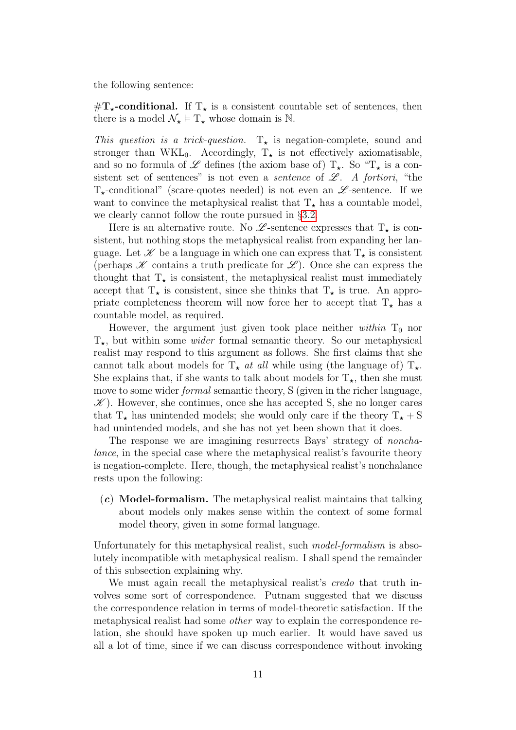the following sentence:

**#$\mathrm{T}_\star$-conditional.** If $\mathrm{T}_\star$ is a consistent countable set of sentences, then there is a model $\mathcal{N}_\star \vDash \mathrm{T}_\star$ whose domain is $\mathbb{N}$.

*This question is a trick-question.* $\mathrm{T}_\star$ is negation-complete, sound and stronger than $\mathrm{WKL}_0$. Accordingly, $\mathrm{T}_\star$ is not effectively axiomatisable, and so no formula of $\mathscr{L}$ defines (the axiom base of) $\mathrm{T}_\star$. So "$\mathrm{T}_\star$ is a consistent set of sentences" is not even a *sentence* of $\mathscr{L}$. *A fortiori*, "the $\mathrm{T}_\star$-conditional" (scare-quotes needed) is not even an $\mathscr{L}$-sentence. If we want to convince the metaphysical realist that $\mathrm{T}_\star$ has a countable model, we clearly cannot follow the route pursued in §3.2.

Here is an alternative route. No $\mathscr{L}$-sentence expresses that $\mathrm{T}_\star$ is consistent, but nothing stops the metaphysical realist from expanding her language. Let $\mathscr{K}$ be a language in which one can express that $\mathrm{T}_\star$ is consistent (perhaps $\mathscr{K}$ contains a truth predicate for $\mathscr{L}$). Once she can express the thought that $\mathrm{T}_\star$ is consistent, the metaphysical realist must immediately accept that $\mathrm{T}_\star$ is consistent, since she thinks that $\mathrm{T}_\star$ is true. An appropriate completeness theorem will now force her to accept that $\mathrm{T}_\star$ has a countable model, as required.

However, the argument just given took place neither *within* $\mathrm{T}_0$ nor $\mathrm{T}_\star$, but within some *wider* formal semantic theory. So our metaphysical realist may respond to this argument as follows. She first claims that she cannot talk about models for $\mathrm{T}_\star$ *at all* while using (the language of) $\mathrm{T}_\star$. She explains that, if she wants to talk about models for $\mathrm{T}_\star$, then she must move to some wider *formal* semantic theory, S (given in the richer language, $\mathscr{K}$). However, she continues, once she has accepted S, she no longer cares that $\mathrm{T}_\star$ has unintended models; she would only care if the theory $\mathrm{T}_\star + \mathrm{S}$ had unintended models, and she has not yet been shown that it does.

The response we are imagining resurrects Bays' strategy of *nonchalance*, in the special case where the metaphysical realist's favourite theory is negation-complete. Here, though, the metaphysical realist's nonchalance rests upon the following:

(***c***) **Model-formalism.** The metaphysical realist maintains that talking about models only makes sense within the context of some formal model theory, given in some formal language.

Unfortunately for this metaphysical realist, such *model-formalism* is absolutely incompatible with metaphysical realism. I shall spend the remainder of this subsection explaining why.

We must again recall the metaphysical realist's *credo* that truth involves some sort of correspondence. Putnam suggested that we discuss the correspondence relation in terms of model-theoretic satisfaction. If the metaphysical realist had some *other* way to explain the correspondence relation, she should have spoken up much earlier. It would have saved us all a lot of time, since if we can discuss correspondence without invoking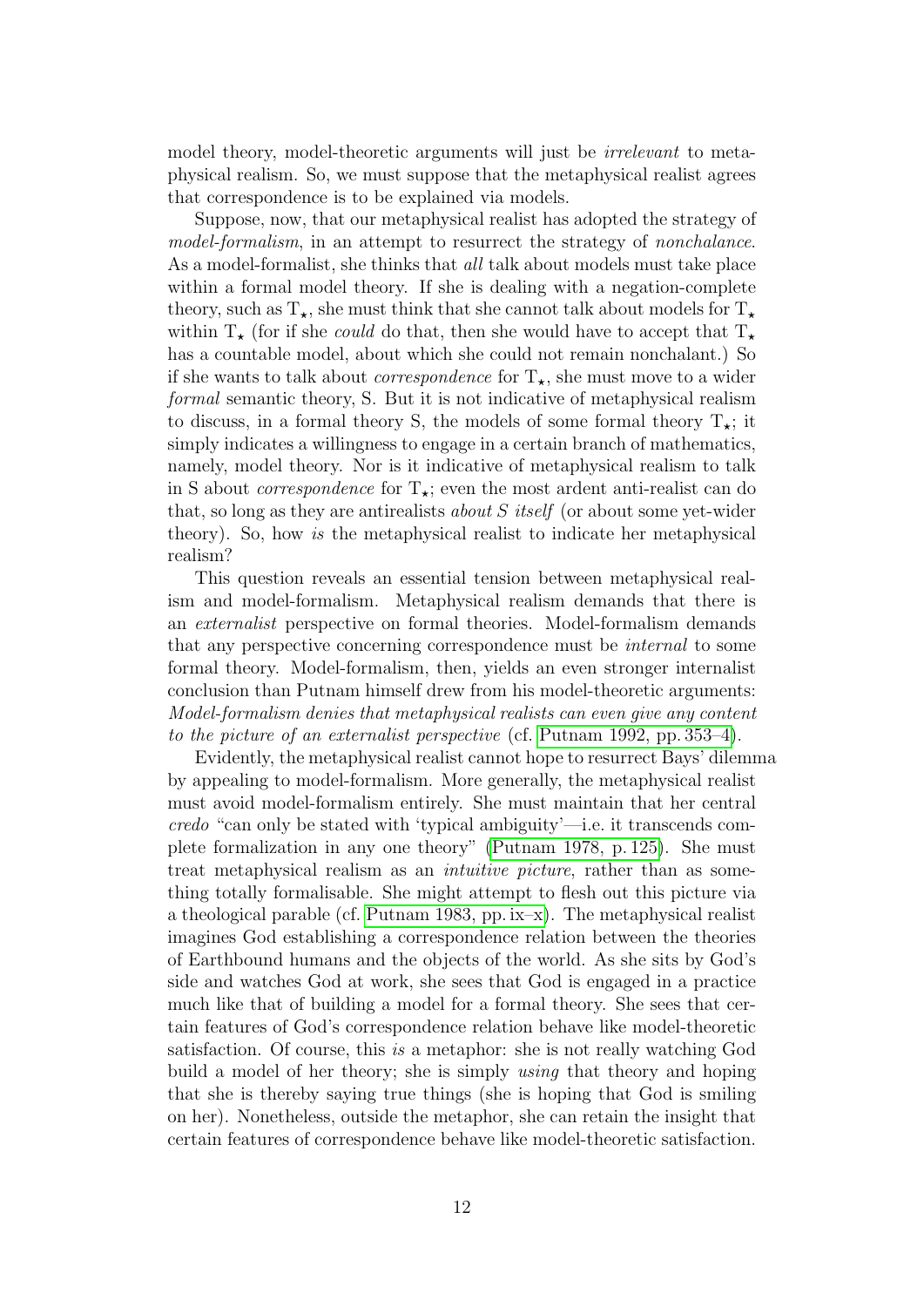model theory, model-theoretic arguments will just be *irrelevant* to metaphysical realism. So, we must suppose that the metaphysical realist agrees that correspondence is to be explained via models.

Suppose, now, that our metaphysical realist has adopted the strategy of *model-formalism*, in an attempt to resurrect the strategy of *nonchalance*. As a model-formalist, she thinks that *all* talk about models must take place within a formal model theory. If she is dealing with a negation-complete theory, such as $\mathrm{T}_\star$, she must think that she cannot talk about models for $\mathrm{T}_\star$ within $\mathrm{T}_\star$ (for if she *could* do that, then she would have to accept that $\mathrm{T}_\star$ has a countable model, about which she could not remain nonchalant.) So if she wants to talk about *correspondence* for $\mathrm{T}_\star$, she must move to a wider *formal* semantic theory, S. But it is not indicative of metaphysical realism to discuss, in a formal theory S, the models of some formal theory $\mathrm{T}_\star$; it simply indicates a willingness to engage in a certain branch of mathematics, namely, model theory. Nor is it indicative of metaphysical realism to talk in S about *correspondence* for $\mathrm{T}_\star$; even the most ardent anti-realist can do that, so long as they are antirealists *about S itself* (or about some yet-wider theory). So, how *is* the metaphysical realist to indicate her metaphysical realism?

This question reveals an essential tension between metaphysical realism and model-formalism. Metaphysical realism demands that there is an *externalist* perspective on formal theories. Model-formalism demands that any perspective concerning correspondence must be *internal* to some formal theory. Model-formalism, then, yields an even stronger internalist conclusion than Putnam himself drew from his model-theoretic arguments: *Model-formalism denies that metaphysical realists can even give any content to the picture of an externalist perspective* (cf. Putnam 1992, pp. 353–4).

Evidently, the metaphysical realist cannot hope to resurrect Bays' dilemma by appealing to model-formalism. More generally, the metaphysical realist must avoid model-formalism entirely. She must maintain that her central *credo* "can only be stated with 'typical ambiguity'—i.e. it transcends complete formalization in any one theory" (Putnam 1978, p. 125). She must treat metaphysical realism as an *intuitive picture*, rather than as something totally formalisable. She might attempt to flesh out this picture via a theological parable (cf. Putnam 1983, pp. ix–x). The metaphysical realist imagines God establishing a correspondence relation between the theories of Earthbound humans and the objects of the world. As she sits by God's side and watches God at work, she sees that God is engaged in a practice much like that of building a model for a formal theory. She sees that certain features of God's correspondence relation behave like model-theoretic satisfaction. Of course, this *is* a metaphor: she is not really watching God build a model of her theory; she is simply *using* that theory and hoping that she is thereby saying true things (she is hoping that God is smiling on her). Nonetheless, outside the metaphor, she can retain the insight that certain features of correspondence behave like model-theoretic satisfaction.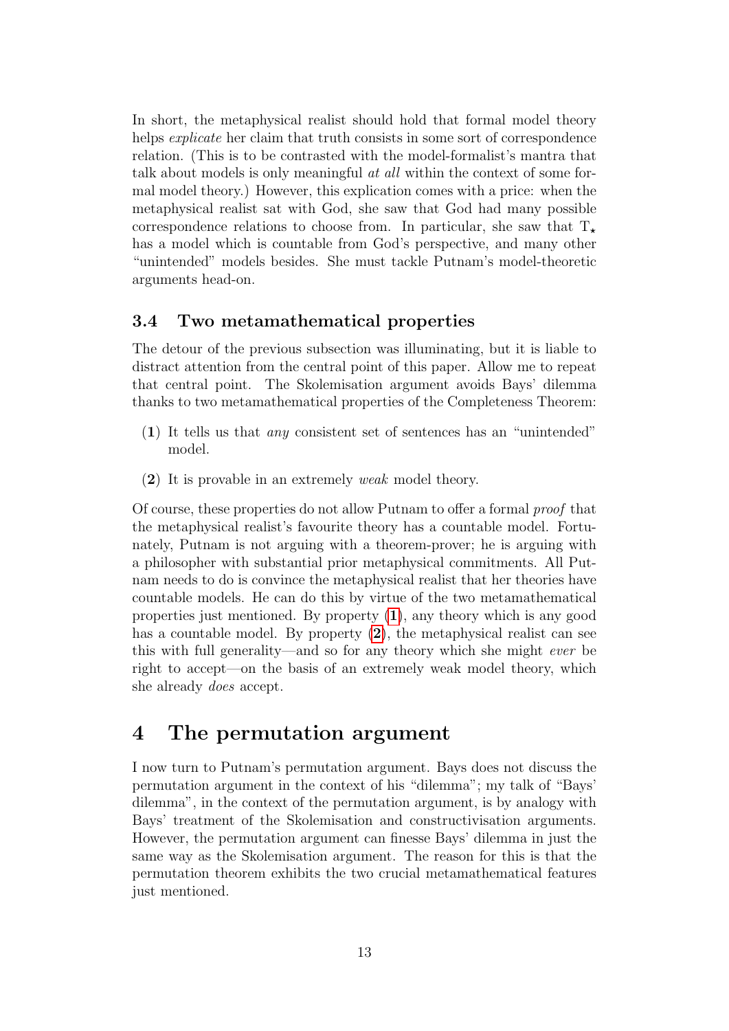In short, the metaphysical realist should hold that formal model theory helps *explicate* her claim that truth consists in some sort of correspondence relation. (This is to be contrasted with the model-formalist's mantra that talk about models is only meaningful *at all* within the context of some formal model theory.) However, this explication comes with a price: when the metaphysical realist sat with God, she saw that God had many possible correspondence relations to choose from. In particular, she saw that $\mathrm{T}_\star$ has a model which is countable from God's perspective, and many other "unintended" models besides. She must tackle Putnam's model-theoretic arguments head-on.

### 3.4 Two metamathematical properties

The detour of the previous subsection was illuminating, but it is liable to distract attention from the central point of this paper. Allow me to repeat that central point. The Skolemisation argument avoids Bays' dilemma thanks to two metamathematical properties of the Completeness Theorem:

(**1**) It tells us that *any* consistent set of sentences has an "unintended" model.

(**2**) It is provable in an extremely *weak* model theory.

Of course, these properties do not allow Putnam to offer a formal *proof* that the metaphysical realist's favourite theory has a countable model. Fortunately, Putnam is not arguing with a theorem-prover; he is arguing with a philosopher with substantial prior metaphysical commitments. All Putnam needs to do is convince the metaphysical realist that her theories have countable models. He can do this by virtue of the two metamathematical properties just mentioned. By property (**1**), any theory which is any good has a countable model. By property (**2**), the metaphysical realist can see this with full generality—and so for any theory which she might *ever* be right to accept—on the basis of an extremely weak model theory, which she already *does* accept.

## 4 The permutation argument

I now turn to Putnam's permutation argument. Bays does not discuss the permutation argument in the context of his "dilemma"; my talk of "Bays' dilemma", in the context of the permutation argument, is by analogy with Bays' treatment of the Skolemisation and constructivisation arguments. However, the permutation argument can finesse Bays' dilemma in just the same way as the Skolemisation argument. The reason for this is that the permutation theorem exhibits the two crucial metamathematical features just mentioned.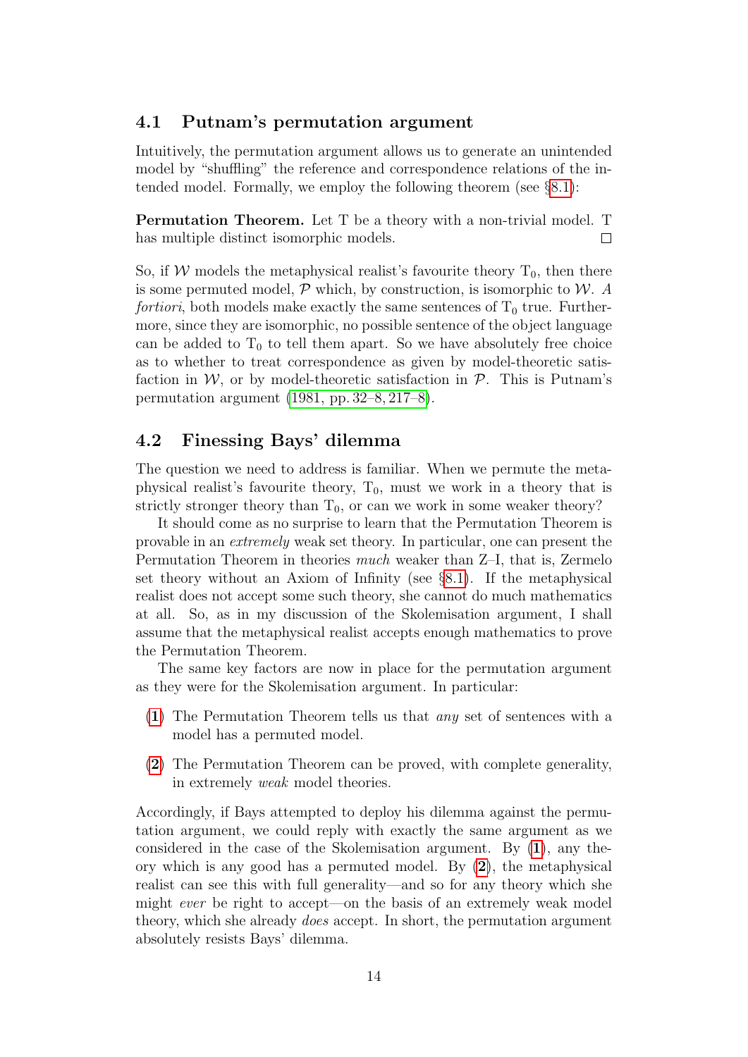## 4.1 Putnam's permutation argument

Intuitively, the permutation argument allows us to generate an unintended model by "shuffling" the reference and correspondence relations of the intended model. Formally, we employ the following theorem (see §8.1):

**Permutation Theorem.** Let T be a theory with a non-trivial model. T has multiple distinct isomorphic models. □

So, if $\mathcal{W}$ models the metaphysical realist's favourite theory $\mathrm{T}_0$, then there is some permuted model, $\mathcal{P}$ which, by construction, is isomorphic to $\mathcal{W}$. *A fortiori*, both models make exactly the same sentences of $\mathrm{T}_0$ true. Furthermore, since they are isomorphic, no possible sentence of the object language can be added to $\mathrm{T}_0$ to tell them apart. So we have absolutely free choice as to whether to treat correspondence as given by model-theoretic satisfaction in $\mathcal{W}$, or by model-theoretic satisfaction in $\mathcal{P}$. This is Putnam's permutation argument (1981, pp. 32–8, 217–8).

## 4.2 Finessing Bays' dilemma

The question we need to address is familiar. When we permute the metaphysical realist's favourite theory, $\mathrm{T}_0$, must we work in a theory that is strictly stronger theory than $\mathrm{T}_0$, or can we work in some weaker theory?

It should come as no surprise to learn that the Permutation Theorem is provable in an *extremely* weak set theory. In particular, one can present the Permutation Theorem in theories *much* weaker than Z–I, that is, Zermelo set theory without an Axiom of Infinity (see §8.1). If the metaphysical realist does not accept some such theory, she cannot do much mathematics at all. So, as in my discussion of the Skolemisation argument, I shall assume that the metaphysical realist accepts enough mathematics to prove the Permutation Theorem.

The same key factors are now in place for the permutation argument as they were for the Skolemisation argument. In particular:

(**1**) The Permutation Theorem tells us that *any* set of sentences with a model has a permuted model.

(**2**) The Permutation Theorem can be proved, with complete generality, in extremely *weak* model theories.

Accordingly, if Bays attempted to deploy his dilemma against the permutation argument, we could reply with exactly the same argument as we considered in the case of the Skolemisation argument. By (**1**), any theory which is any good has a permuted model. By (**2**), the metaphysical realist can see this with full generality—and so for any theory which she might *ever* be right to accept—on the basis of an extremely weak model theory, which she already *does* accept. In short, the permutation argument absolutely resists Bays' dilemma.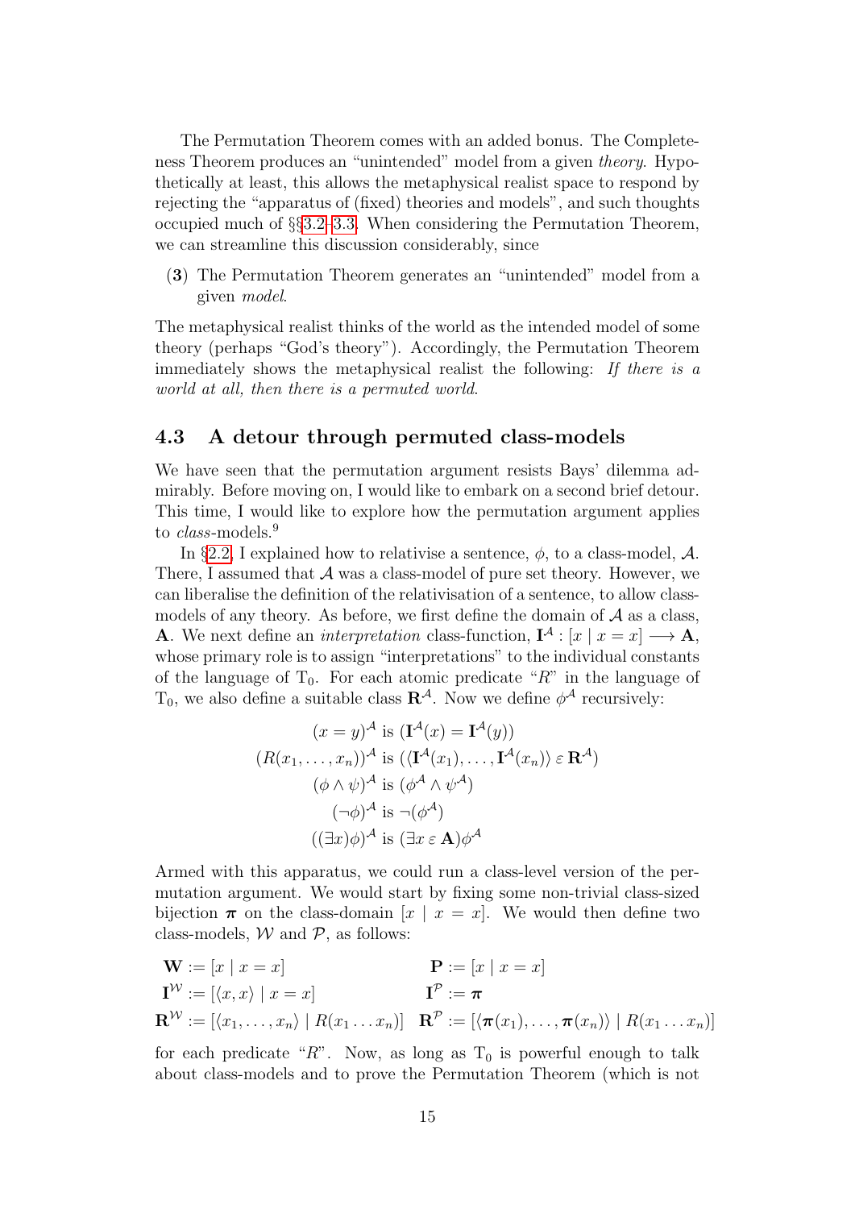The Permutation Theorem comes with an added bonus. The Completeness Theorem produces an "unintended" model from a given *theory*. Hypothetically at least, this allows the metaphysical realist space to respond by rejecting the "apparatus of (fixed) theories and models", and such thoughts occupied much of §§3.2–3.3. When considering the Permutation Theorem, we can streamline this discussion considerably, since

(**3**) The Permutation Theorem generates an "unintended" model from a given *model*.

The metaphysical realist thinks of the world as the intended model of some theory (perhaps "God's theory"). Accordingly, the Permutation Theorem immediately shows the metaphysical realist the following: *If there is a world at all, then there is a permuted world.*

## 4.3 A detour through permuted class-models

We have seen that the permutation argument resists Bays' dilemma admirably. Before moving on, I would like to embark on a second brief detour. This time, I would like to explore how the permutation argument applies to *class*-models.[9]

In §2.2, I explained how to relativise a sentence, $\phi$, to a class-model, $\mathcal{A}$. There, I assumed that $\mathcal{A}$ was a class-model of pure set theory. However, we can liberalise the definition of the relativisation of a sentence, to allow class-models of any theory. As before, we first define the domain of $\mathcal{A}$ as a class, $\mathbf{A}$. We next define an *interpretation* class-function, $\mathbf{I}^{\mathcal{A}} : [x \mid x = x] \longrightarrow \mathbf{A}$, whose primary role is to assign "interpretations" to the individual constants of the language of $\mathrm{T}_0$. For each atomic predicate "$R$" in the language of $\mathrm{T}_0$, we also define a suitable class $\mathbf{R}^{\mathcal{A}}$. Now we define $\phi^{\mathcal{A}}$ recursively:

$$
\begin{aligned}
(x = y)^{\mathcal{A}} &\text{ is } (\mathbf{I}^{\mathcal{A}}(x) = \mathbf{I}^{\mathcal{A}}(y)) \\
(R(x_1, \ldots, x_n))^{\mathcal{A}} &\text{ is } (\langle \mathbf{I}^{\mathcal{A}}(x_1), \ldots, \mathbf{I}^{\mathcal{A}}(x_n) \rangle \mathrel{\varepsilon} \mathbf{R}^{\mathcal{A}}) \\
(\phi \wedge \psi)^{\mathcal{A}} &\text{ is } (\phi^{\mathcal{A}} \wedge \psi^{\mathcal{A}}) \\
(\neg \phi)^{\mathcal{A}} &\text{ is } \neg(\phi^{\mathcal{A}}) \\
((\exists x)\phi)^{\mathcal{A}} &\text{ is } (\exists x \mathrel{\varepsilon} \mathbf{A})\phi^{\mathcal{A}}
\end{aligned}
$$

Armed with this apparatus, we could run a class-level version of the permutation argument. We would start by fixing some non-trivial class-sized bijection $\boldsymbol{\pi}$ on the class-domain $[x \mid x = x]$. We would then define two class-models, $\mathcal{W}$ and $\mathcal{P}$, as follows:

$$
\begin{aligned}
&\mathbf{W} := [x \mid x = x] && \mathbf{P} := [x \mid x = x] \\
&\mathbf{I}^{\mathcal{W}} := [\langle x, x \rangle \mid x = x] && \mathbf{I}^{\mathcal{P}} := \boldsymbol{\pi} \\
&\mathbf{R}^{\mathcal{W}} := [\langle x_1, \ldots, x_n \rangle \mid R(x_1 \ldots x_n)] && \mathbf{R}^{\mathcal{P}} := [\langle \boldsymbol{\pi}(x_1), \ldots, \boldsymbol{\pi}(x_n) \rangle \mid R(x_1 \ldots x_n)]
\end{aligned}
$$

for each predicate "$R$". Now, as long as $\mathrm{T}_0$ is powerful enough to talk about class-models and to prove the Permutation Theorem (which is not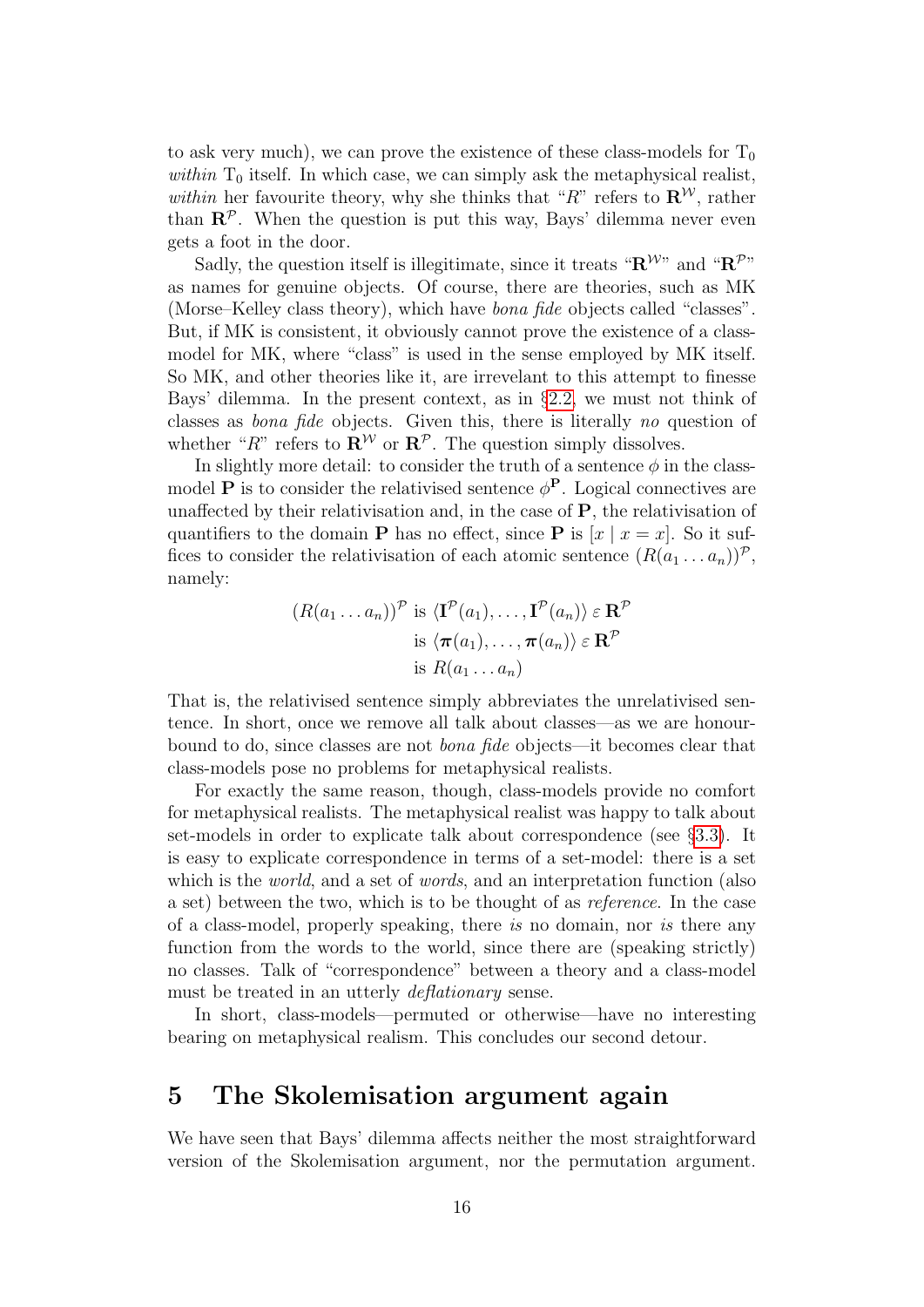to ask very much), we can prove the existence of these class-models for $\mathrm{T}_0$ *within* $\mathrm{T}_0$ itself. In which case, we can simply ask the metaphysical realist, *within* her favourite theory, why she thinks that "$R$" refers to $\mathbf{R}^{\mathcal{W}}$, rather than $\mathbf{R}^{\mathcal{P}}$. When the question is put this way, Bays' dilemma never even gets a foot in the door.

Sadly, the question itself is illegitimate, since it treats "$\mathbf{R}^{\mathcal{W}}$" and "$\mathbf{R}^{\mathcal{P}}$" as names for genuine objects. Of course, there are theories, such as MK (Morse–Kelley class theory), which have *bona fide* objects called "classes". But, if MK is consistent, it obviously cannot prove the existence of a class-model for MK, where "class" is used in the sense employed by MK itself. So MK, and other theories like it, are irrevelant to this attempt to finesse Bays' dilemma. In the present context, as in §2.2, we must not think of classes as *bona fide* objects. Given this, there is literally *no* question of whether "$R$" refers to $\mathbf{R}^{\mathcal{W}}$ or $\mathbf{R}^{\mathcal{P}}$. The question simply dissolves.

In slightly more detail: to consider the truth of a sentence $\phi$ in the class-model $\mathbf{P}$ is to consider the relativised sentence $\phi^{\mathbf{P}}$. Logical connectives are unaffected by their relativisation and, in the case of $\mathbf{P}$, the relativisation of quantifiers to the domain $\mathbf{P}$ has no effect, since $\mathbf{P}$ is $[x \mid x = x]$. So it suffices to consider the relativisation of each atomic sentence $(R(a_1 \ldots a_n))^{\mathcal{P}}$, namely:

$$
\begin{aligned}
(R(a_1 \ldots a_n))^{\mathcal{P}} &\text{ is } \langle \mathbf{I}^{\mathcal{P}}(a_1), \ldots, \mathbf{I}^{\mathcal{P}}(a_n) \rangle \mathrel{\varepsilon} \mathbf{R}^{\mathcal{P}} \\
&\text{ is } \langle \boldsymbol{\pi}(a_1), \ldots, \boldsymbol{\pi}(a_n) \rangle \mathrel{\varepsilon} \mathbf{R}^{\mathcal{P}} \\
&\text{ is } R(a_1 \ldots a_n)
\end{aligned}
$$

That is, the relativised sentence simply abbreviates the unrelativised sentence. In short, once we remove all talk about classes—as we are honour-bound to do, since classes are not *bona fide* objects—it becomes clear that class-models pose no problems for metaphysical realists.

For exactly the same reason, though, class-models provide no comfort for metaphysical realists. The metaphysical realist was happy to talk about set-models in order to explicate talk about correspondence (see §3.3). It is easy to explicate correspondence in terms of a set-model: there is a set which is the *world*, and a set of *words*, and an interpretation function (also a set) between the two, which is to be thought of as *reference*. In the case of a class-model, properly speaking, there *is* no domain, nor *is* there any function from the words to the world, since there are (speaking strictly) no classes. Talk of "correspondence" between a theory and a class-model must be treated in an utterly *deflationary* sense.

In short, class-models—permuted or otherwise—have no interesting bearing on metaphysical realism. This concludes our second detour.

# 5 The Skolemisation argument again

We have seen that Bays' dilemma affects neither the most straightforward version of the Skolemisation argument, nor the permutation argument.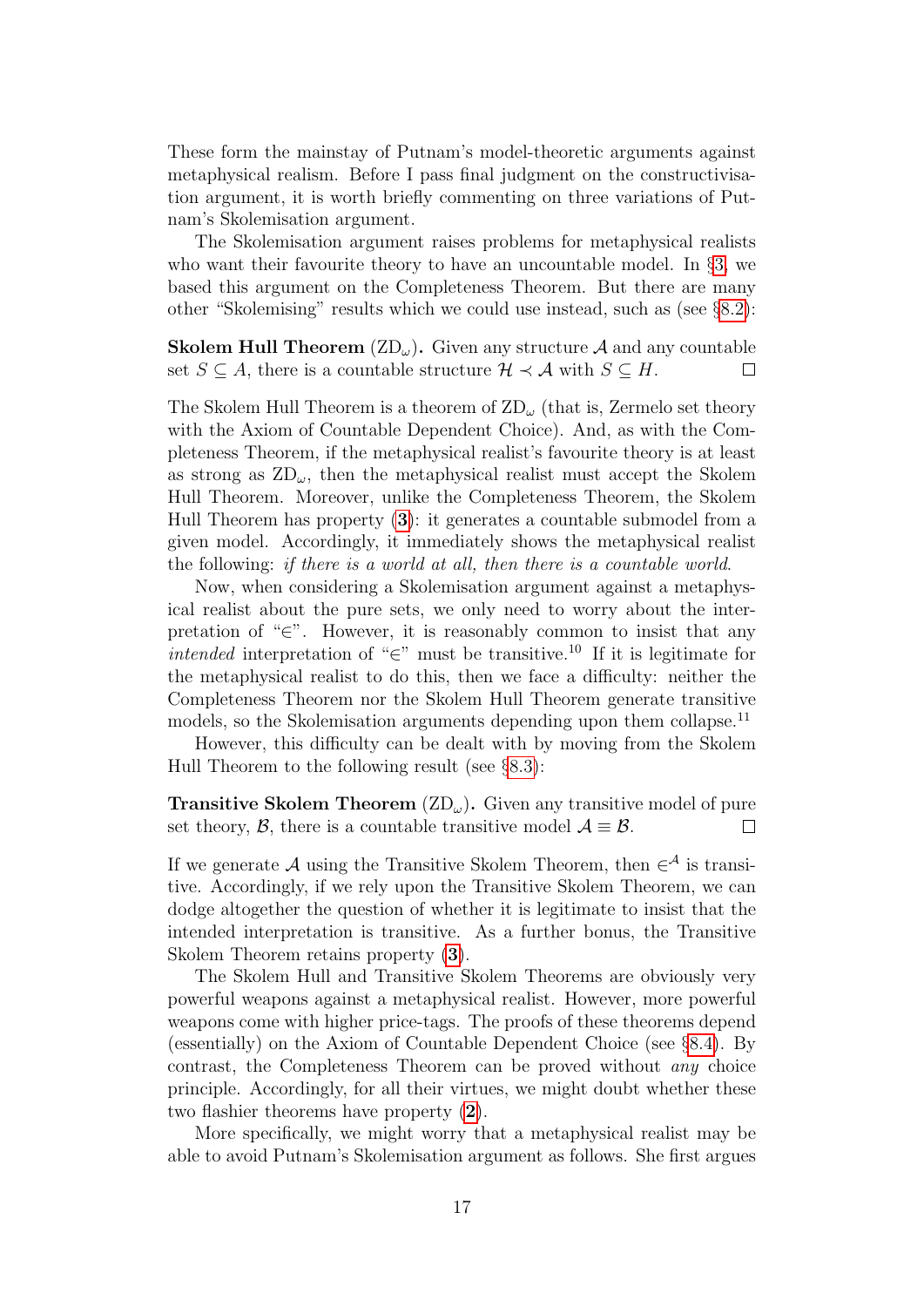These form the mainstay of Putnam's model-theoretic arguments against metaphysical realism. Before I pass final judgment on the constructivisation argument, it is worth briefly commenting on three variations of Putnam's Skolemisation argument.

The Skolemisation argument raises problems for metaphysical realists who want their favourite theory to have an uncountable model. In §3, we based this argument on the Completeness Theorem. But there are many other "Skolemising" results which we could use instead, such as (see §8.2):

**Skolem Hull Theorem** ($\text{ZD}_\omega$)**.** Given any structure $\mathcal{A}$ and any countable set $S \subseteq A$, there is a countable structure $\mathcal{H} \prec \mathcal{A}$ with $S \subseteq H$. □

The Skolem Hull Theorem is a theorem of $\text{ZD}_\omega$ (that is, Zermelo set theory with the Axiom of Countable Dependent Choice). And, as with the Completeness Theorem, if the metaphysical realist's favourite theory is at least as strong as $\text{ZD}_\omega$, then the metaphysical realist must accept the Skolem Hull Theorem. Moreover, unlike the Completeness Theorem, the Skolem Hull Theorem has property (**3**): it generates a countable submodel from a given model. Accordingly, it immediately shows the metaphysical realist the following: *if there is a world at all, then there is a countable world*.

Now, when considering a Skolemisation argument against a metaphysical realist about the pure sets, we only need to worry about the interpretation of "$\in$". However, it is reasonably common to insist that any *intended* interpretation of "$\in$" must be transitive.[10] If it is legitimate for the metaphysical realist to do this, then we face a difficulty: neither the Completeness Theorem nor the Skolem Hull Theorem generate transitive models, so the Skolemisation arguments depending upon them collapse.[11]

However, this difficulty can be dealt with by moving from the Skolem Hull Theorem to the following result (see §8.3):

**Transitive Skolem Theorem** ($\text{ZD}_\omega$)**.** Given any transitive model of pure set theory, $\mathcal{B}$, there is a countable transitive model $\mathcal{A} \equiv \mathcal{B}$. □

If we generate $\mathcal{A}$ using the Transitive Skolem Theorem, then $\in^{\mathcal{A}}$ is transitive. Accordingly, if we rely upon the Transitive Skolem Theorem, we can dodge altogether the question of whether it is legitimate to insist that the intended interpretation is transitive. As a further bonus, the Transitive Skolem Theorem retains property (**3**).

The Skolem Hull and Transitive Skolem Theorems are obviously very powerful weapons against a metaphysical realist. However, more powerful weapons come with higher price-tags. The proofs of these theorems depend (essentially) on the Axiom of Countable Dependent Choice (see §8.4). By contrast, the Completeness Theorem can be proved without *any* choice principle. Accordingly, for all their virtues, we might doubt whether these two flashier theorems have property (**2**).

More specifically, we might worry that a metaphysical realist may be able to avoid Putnam's Skolemisation argument as follows. She first argues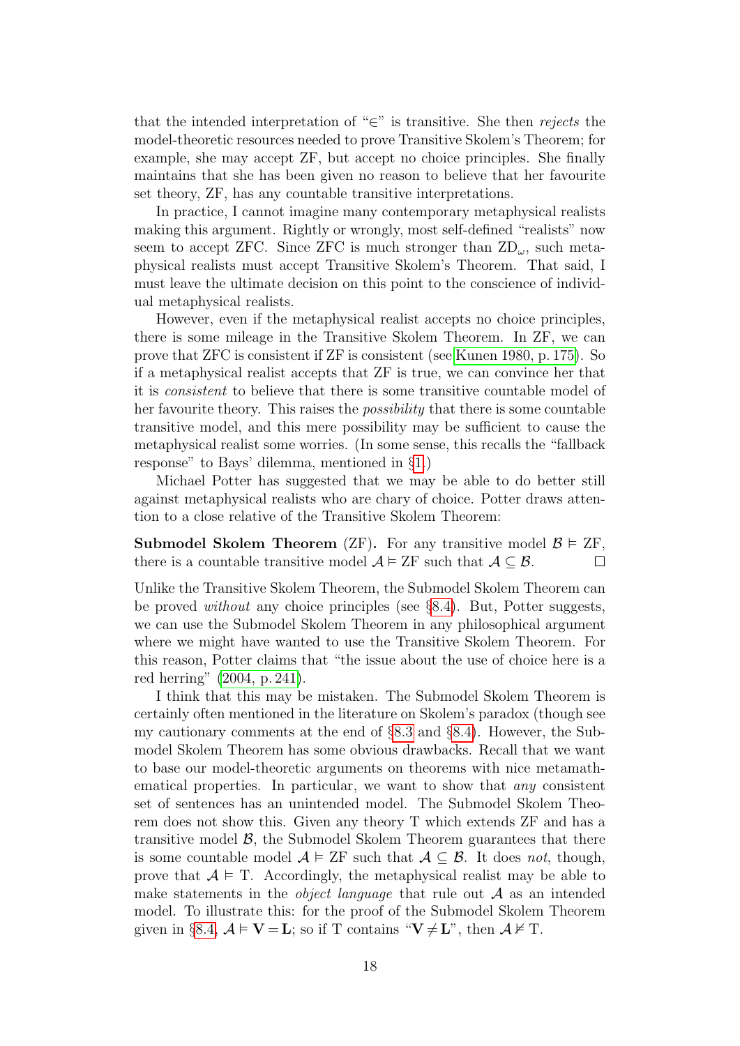that the intended interpretation of "$\in$" is transitive. She then *rejects* the model-theoretic resources needed to prove Transitive Skolem's Theorem; for example, she may accept ZF, but accept no choice principles. She finally maintains that she has been given no reason to believe that her favourite set theory, ZF, has any countable transitive interpretations.

In practice, I cannot imagine many contemporary metaphysical realists making this argument. Rightly or wrongly, most self-defined "realists" now seem to accept ZFC. Since ZFC is much stronger than $\text{ZD}_\omega$, such metaphysical realists must accept Transitive Skolem's Theorem. That said, I must leave the ultimate decision on this point to the conscience of individual metaphysical realists.

However, even if the metaphysical realist accepts no choice principles, there is some mileage in the Transitive Skolem Theorem. In ZF, we can prove that ZFC is consistent if ZF is consistent (see Kunen 1980, p. 175). So if a metaphysical realist accepts that ZF is true, we can convince her that it is *consistent* to believe that there is some transitive countable model of her favourite theory. This raises the *possibility* that there is some countable transitive model, and this mere possibility may be sufficient to cause the metaphysical realist some worries. (In some sense, this recalls the "fallback response" to Bays' dilemma, mentioned in §1.)

Michael Potter has suggested that we may be able to do better still against metaphysical realists who are chary of choice. Potter draws attention to a close relative of the Transitive Skolem Theorem:

**Submodel Skolem Theorem** (ZF)**.** For any transitive model $\mathcal{B} \vDash \text{ZF}$, there is a countable transitive model $\mathcal{A} \vDash \text{ZF}$ such that $\mathcal{A} \subseteq \mathcal{B}$. □

Unlike the Transitive Skolem Theorem, the Submodel Skolem Theorem can be proved *without* any choice principles (see §8.4). But, Potter suggests, we can use the Submodel Skolem Theorem in any philosophical argument where we might have wanted to use the Transitive Skolem Theorem. For this reason, Potter claims that "the issue about the use of choice here is a red herring" (2004, p. 241).

I think that this may be mistaken. The Submodel Skolem Theorem is certainly often mentioned in the literature on Skolem's paradox (though see my cautionary comments at the end of §8.3 and §8.4). However, the Submodel Skolem Theorem has some obvious drawbacks. Recall that we want to base our model-theoretic arguments on theorems with nice metamathematical properties. In particular, we want to show that *any* consistent set of sentences has an unintended model. The Submodel Skolem Theorem does not show this. Given any theory T which extends ZF and has a transitive model $\mathcal{B}$, the Submodel Skolem Theorem guarantees that there is some countable model $\mathcal{A} \vDash \text{ZF}$ such that $\mathcal{A} \subseteq \mathcal{B}$. It does *not*, though, prove that $\mathcal{A} \vDash \text{T}$. Accordingly, the metaphysical realist may be able to make statements in the *object language* that rule out $\mathcal{A}$ as an intended model. To illustrate this: for the proof of the Submodel Skolem Theorem given in §8.4, $\mathcal{A} \vDash \mathbf{V} = \mathbf{L}$; so if T contains "$\mathbf{V} \neq \mathbf{L}$", then $\mathcal{A} \nvDash \text{T}$.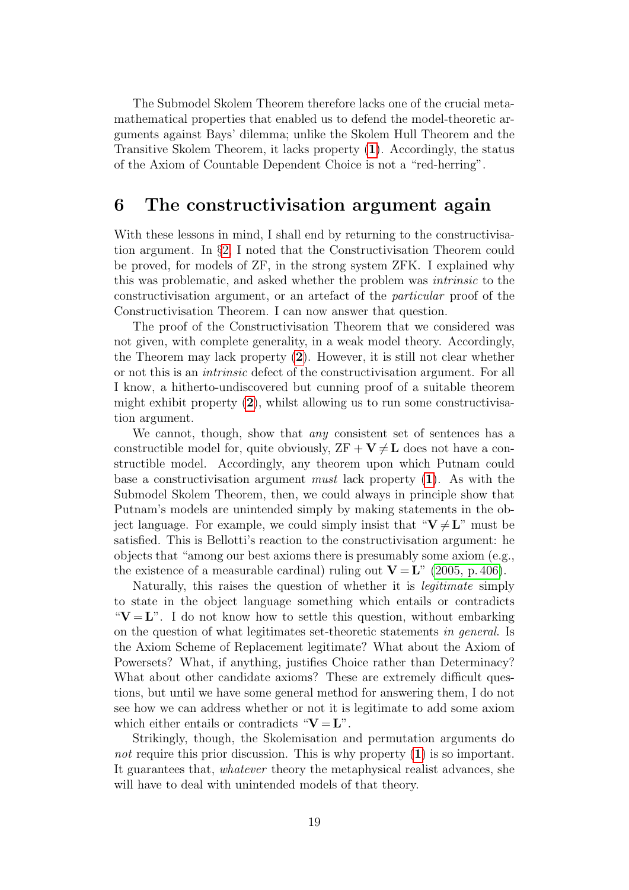The Submodel Skolem Theorem therefore lacks one of the crucial metamathematical properties that enabled us to defend the model-theoretic arguments against Bays' dilemma; unlike the Skolem Hull Theorem and the Transitive Skolem Theorem, it lacks property (**1**). Accordingly, the status of the Axiom of Countable Dependent Choice is not a "red-herring".

## 6 The constructivisation argument again

With these lessons in mind, I shall end by returning to the constructivisation argument. In §2 I noted that the Constructivisation Theorem could be proved, for models of ZF, in the strong system ZFK. I explained why this was problematic, and asked whether the problem was *intrinsic* to the constructivisation argument, or an artefact of the *particular* proof of the Constructivisation Theorem. I can now answer that question.

The proof of the Constructivisation Theorem that we considered was not given, with complete generality, in a weak model theory. Accordingly, the Theorem may lack property (**2**). However, it is still not clear whether or not this is an *intrinsic* defect of the constructivisation argument. For all I know, a hitherto-undiscovered but cunning proof of a suitable theorem might exhibit property (**2**), whilst allowing us to run some constructivisation argument.

We cannot, though, show that *any* consistent set of sentences has a constructible model for, quite obviously, ZF + $\mathbf{V} \neq \mathbf{L}$ does not have a constructible model. Accordingly, any theorem upon which Putnam could base a constructivisation argument *must* lack property (**1**). As with the Submodel Skolem Theorem, then, we could always in principle show that Putnam's models are unintended simply by making statements in the object language. For example, we could simply insist that "$\mathbf{V} \neq \mathbf{L}$" must be satisfied. This is Bellotti's reaction to the constructivisation argument: he objects that "among our best axioms there is presumably some axiom (e.g., the existence of a measurable cardinal) ruling out $\mathbf{V} = \mathbf{L}$" (2005, p. 406).

Naturally, this raises the question of whether it is *legitimate* simply to state in the object language something which entails or contradicts "$\mathbf{V} = \mathbf{L}$". I do not know how to settle this question, without embarking on the question of what legitimates set-theoretic statements *in general*. Is the Axiom Scheme of Replacement legitimate? What about the Axiom of Powersets? What, if anything, justifies Choice rather than Determinacy? What about other candidate axioms? These are extremely difficult questions, but until we have some general method for answering them, I do not see how we can address whether or not it is legitimate to add some axiom which either entails or contradicts "$\mathbf{V} = \mathbf{L}$".

Strikingly, though, the Skolemisation and permutation arguments do *not* require this prior discussion. This is why property (**1**) is so important. It guarantees that, *whatever* theory the metaphysical realist advances, she will have to deal with unintended models of that theory.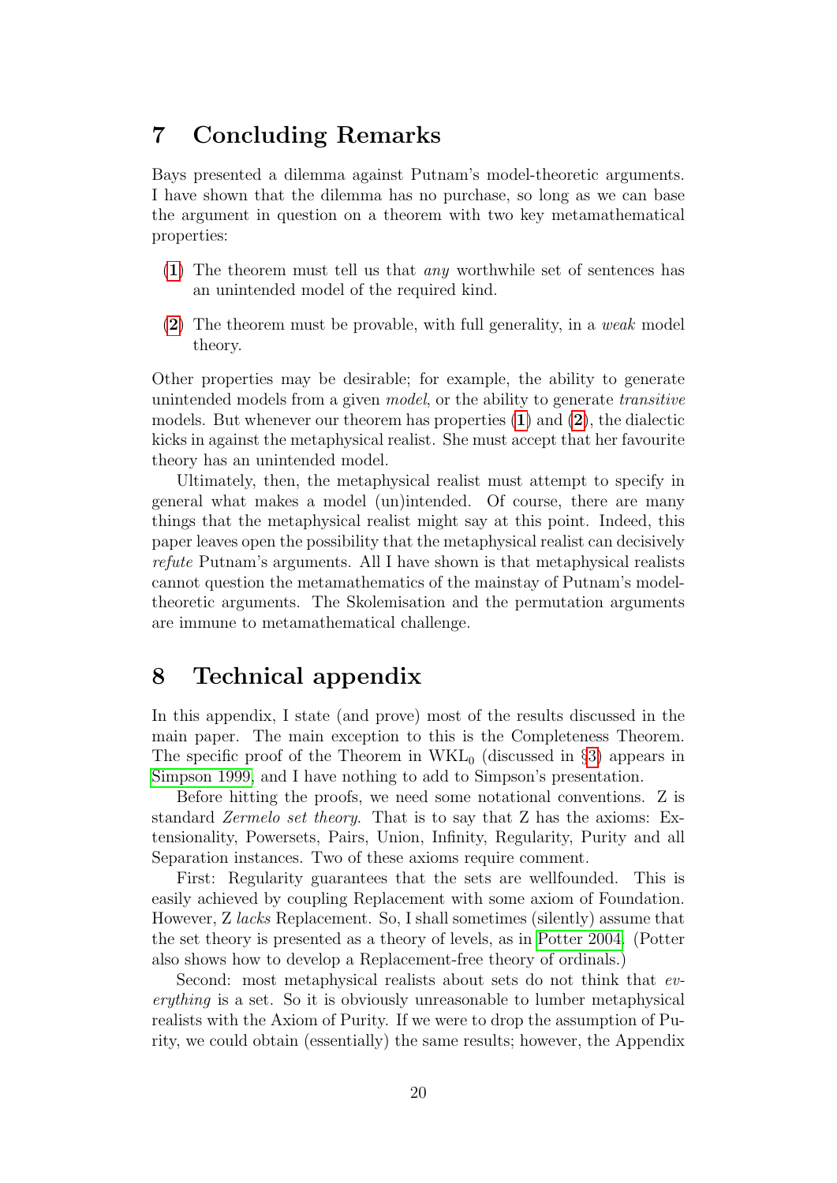## 7 Concluding Remarks

Bays presented a dilemma against Putnam's model-theoretic arguments. I have shown that the dilemma has no purchase, so long as we can base the argument in question on a theorem with two key metamathematical properties:

(**1**) The theorem must tell us that *any* worthwhile set of sentences has an unintended model of the required kind.

(**2**) The theorem must be provable, with full generality, in a *weak* model theory.

Other properties may be desirable; for example, the ability to generate unintended models from a given *model*, or the ability to generate *transitive* models. But whenever our theorem has properties (**1**) and (**2**), the dialectic kicks in against the metaphysical realist. She must accept that her favourite theory has an unintended model.

Ultimately, then, the metaphysical realist must attempt to specify in general what makes a model (un)intended. Of course, there are many things that the metaphysical realist might say at this point. Indeed, this paper leaves open the possibility that the metaphysical realist can decisively *refute* Putnam's arguments. All I have shown is that metaphysical realists cannot question the metamathematics of the mainstay of Putnam's model-theoretic arguments. The Skolemisation and the permutation arguments are immune to metamathematical challenge.

## 8 Technical appendix

In this appendix, I state (and prove) most of the results discussed in the main paper. The main exception to this is the Completeness Theorem. The specific proof of the Theorem in $\text{WKL}_0$ (discussed in §3) appears in Simpson 1999, and I have nothing to add to Simpson's presentation.

Before hitting the proofs, we need some notational conventions. Z is standard *Zermelo set theory*. That is to say that Z has the axioms: Extensionality, Powersets, Pairs, Union, Infinity, Regularity, Purity and all Separation instances. Two of these axioms require comment.

First: Regularity guarantees that the sets are wellfounded. This is easily achieved by coupling Replacement with some axiom of Foundation. However, Z *lacks* Replacement. So, I shall sometimes (silently) assume that the set theory is presented as a theory of levels, as in Potter 2004. (Potter also shows how to develop a Replacement-free theory of ordinals.)

Second: most metaphysical realists about sets do not think that *everything* is a set. So it is obviously unreasonable to lumber metaphysical realists with the Axiom of Purity. If we were to drop the assumption of Purity, we could obtain (essentially) the same results; however, the Appendix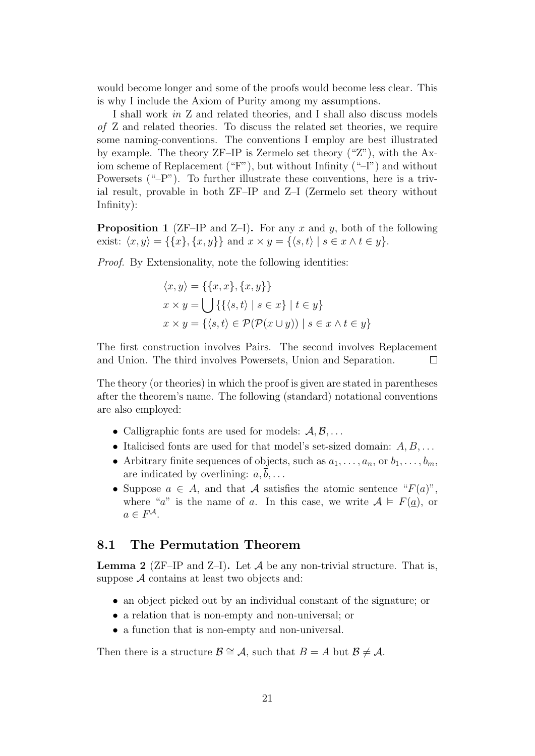would become longer and some of the proofs would become less clear. This is why I include the Axiom of Purity among my assumptions.

I shall work *in* Z and related theories, and I shall also discuss models *of* Z and related theories. To discuss the related set theories, we require some naming-conventions. The conventions I employ are best illustrated by example. The theory ZF–IP is Zermelo set theory ("Z"), with the Axiom scheme of Replacement ("F"), but without Infinity ("–I") and without Powersets ("–P"). To further illustrate these conventions, here is a trivial result, provable in both ZF–IP and Z–I (Zermelo set theory without Infinity):

**Proposition 1** (ZF–IP and Z–I)**.** For any $x$ and $y$, both of the following exist: $\langle x, y \rangle = \{\{x\}, \{x, y\}\}$ and $x \times y = \{\langle s, t \rangle \mid s \in x \wedge t \in y\}$.

*Proof.* By Extensionality, note the following identities:

$$\langle x, y \rangle = \{\{x, x\}, \{x, y\}\}$$
$$x \times y = \bigcup \{\{\langle s, t \rangle \mid s \in x\} \mid t \in y\}$$
$$x \times y = \{\langle s, t \rangle \in \mathcal{P}(\mathcal{P}(x \cup y)) \mid s \in x \wedge t \in y\}$$

The first construction involves Pairs. The second involves Replacement and Union. The third involves Powersets, Union and Separation. □

The theory (or theories) in which the proof is given are stated in parentheses after the theorem's name. The following (standard) notational conventions are also employed:

- Calligraphic fonts are used for models: $\mathcal{A}, \mathcal{B}, \ldots$
- Italicised fonts are used for that model's set-sized domain: $A, B, \ldots$
- Arbitrary finite sequences of objects, such as $a_1, \ldots, a_n$, or $b_1, \ldots, b_m$, are indicated by overlining: $\overline{a}, \overline{b}, \ldots$
- Suppose $a \in A$, and that $\mathcal{A}$ satisfies the atomic sentence "$F(a)$", where "$a$" is the name of $a$. In this case, we write $\mathcal{A} \vDash F(\underline{a})$, or $a \in F^{\mathcal{A}}$.

## 8.1 The Permutation Theorem

**Lemma 2** (ZF–IP and Z–I)**.** Let $\mathcal{A}$ be any non-trivial structure. That is, suppose $\mathcal{A}$ contains at least two objects and:

- an object picked out by an individual constant of the signature; or
- a relation that is non-empty and non-universal; or
- a function that is non-empty and non-universal.

Then there is a structure $\mathcal{B} \cong \mathcal{A}$, such that $B = A$ but $\mathcal{B} \neq \mathcal{A}$.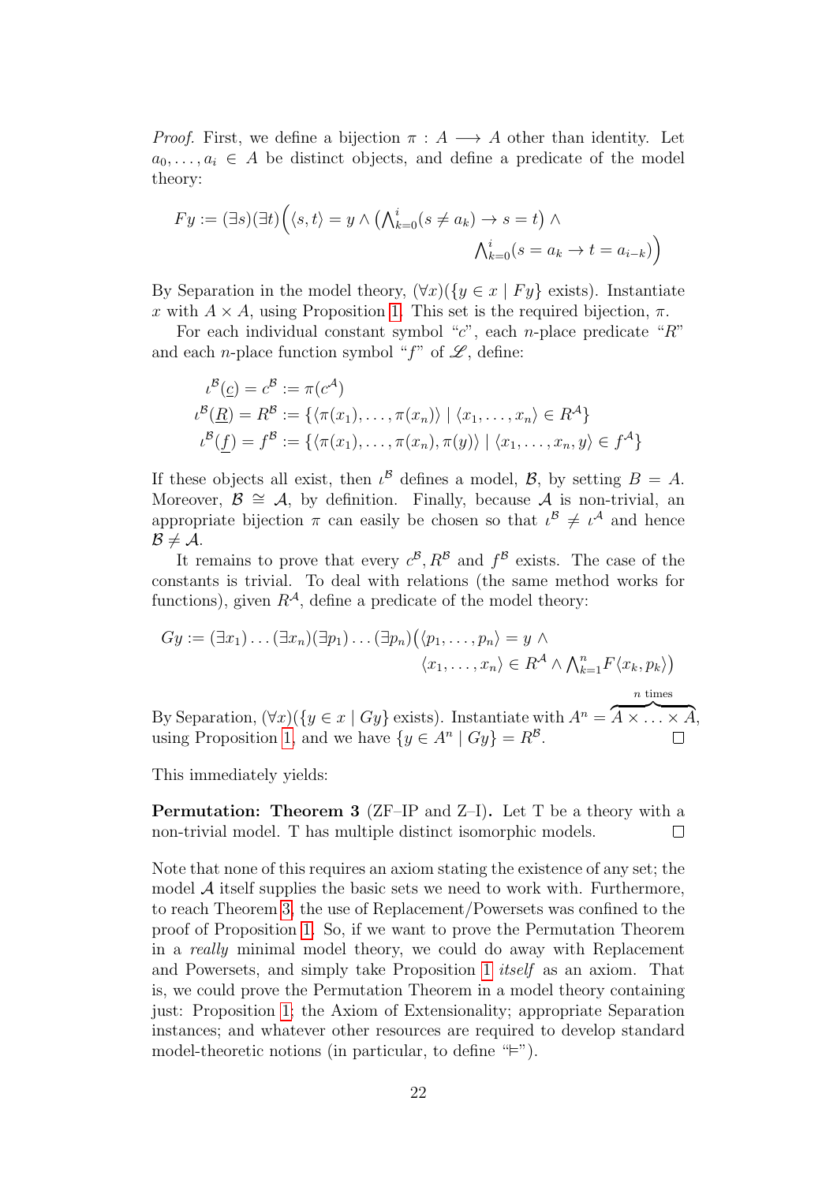*Proof.* First, we define a bijection $\pi : A \longrightarrow A$ other than identity. Let $a_0, \ldots, a_i \in A$ be distinct objects, and define a predicate of the model theory:

$$Fy := (\exists s)(\exists t)\Big(\langle s, t\rangle = y \wedge \big(\textstyle\bigwedge_{k=0}^{i}(s \neq a_k) \rightarrow s = t\big) \wedge \\ \textstyle\bigwedge_{k=0}^{i}(s = a_k \rightarrow t = a_{i-k})\Big)$$

By Separation in the model theory, $(\forall x)(\{y \in x \mid Fy\}$ exists$)$. Instantiate $x$ with $A \times A$, using Proposition 1. This set is the required bijection, $\pi$.

For each individual constant symbol "$c$", each $n$-place predicate "$R$" and each $n$-place function symbol "$f$" of $\mathscr{L}$, define:

$$\iota^{\mathcal{B}}(\underline{c}) = c^{\mathcal{B}} := \pi(c^{\mathcal{A}})$$
$$\iota^{\mathcal{B}}(\underline{R}) = R^{\mathcal{B}} := \{\langle \pi(x_1), \ldots, \pi(x_n)\rangle \mid \langle x_1, \ldots, x_n\rangle \in R^{\mathcal{A}}\}$$
$$\iota^{\mathcal{B}}(\underline{f}) = f^{\mathcal{B}} := \{\langle \pi(x_1), \ldots, \pi(x_n), \pi(y)\rangle \mid \langle x_1, \ldots, x_n, y\rangle \in f^{\mathcal{A}}\}$$

If these objects all exist, then $\iota^{\mathcal{B}}$ defines a model, $\mathcal{B}$, by setting $B = A$. Moreover, $\mathcal{B} \cong \mathcal{A}$, by definition. Finally, because $\mathcal{A}$ is non-trivial, an appropriate bijection $\pi$ can easily be chosen so that $\iota^{\mathcal{B}} \neq \iota^{\mathcal{A}}$ and hence $\mathcal{B} \neq \mathcal{A}$.

It remains to prove that every $c^{\mathcal{B}}, R^{\mathcal{B}}$ and $f^{\mathcal{B}}$ exists. The case of the constants is trivial. To deal with relations (the same method works for functions), given $R^{\mathcal{A}}$, define a predicate of the model theory:

$$Gy := (\exists x_1)\ldots(\exists x_n)(\exists p_1)\ldots(\exists p_n)\big(\langle p_1, \ldots, p_n\rangle = y \wedge \\ \langle x_1, \ldots, x_n\rangle \in R^{\mathcal{A}} \wedge \textstyle\bigwedge_{k=1}^{n} F\langle x_k, p_k\rangle\big)$$

By Separation, $(\forall x)(\{y \in x \mid Gy\}$ exists$)$. Instantiate with $A^n = \overbrace{A \times \ldots \times A}^{n \text{ times}}$, using Proposition 1, and we have $\{y \in A^n \mid Gy\} = R^{\mathcal{B}}$. ∎

This immediately yields:

**Permutation: Theorem 3** (ZF–IP and Z–I)**.** Let T be a theory with a non-trivial model. T has multiple distinct isomorphic models. ∎

Note that none of this requires an axiom stating the existence of any set; the model $\mathcal{A}$ itself supplies the basic sets we need to work with. Furthermore, to reach Theorem 3, the use of Replacement/Powersets was confined to the proof of Proposition 1. So, if we want to prove the Permutation Theorem in a *really* minimal model theory, we could do away with Replacement and Powersets, and simply take Proposition 1 *itself* as an axiom. That is, we could prove the Permutation Theorem in a model theory containing just: Proposition 1; the Axiom of Extensionality; appropriate Separation instances; and whatever other resources are required to develop standard model-theoretic notions (in particular, to define "$\vDash$").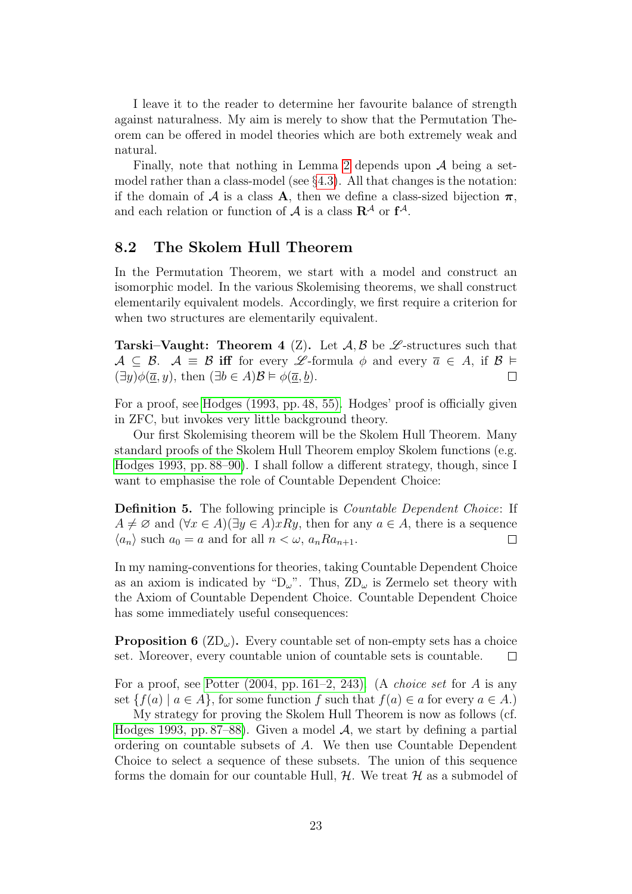I leave it to the reader to determine her favourite balance of strength against naturalness. My aim is merely to show that the Permutation Theorem can be offered in model theories which are both extremely weak and natural.

Finally, note that nothing in Lemma 2 depends upon $\mathcal{A}$ being a set-model rather than a class-model (see §4.3). All that changes is the notation: if the domain of $\mathcal{A}$ is a class $\mathbf{A}$, then we define a class-sized bijection $\boldsymbol{\pi}$, and each relation or function of $\mathcal{A}$ is a class $\mathbf{R}^{\mathcal{A}}$ or $\mathbf{f}^{\mathcal{A}}$.

## 8.2 The Skolem Hull Theorem

In the Permutation Theorem, we start with a model and construct an isomorphic model. In the various Skolemising theorems, we shall construct elementarily equivalent models. Accordingly, we first require a criterion for when two structures are elementarily equivalent.

**Tarski–Vaught: Theorem 4** (Z)**.** Let $\mathcal{A}, \mathcal{B}$ be $\mathscr{L}$-structures such that $\mathcal{A} \subseteq \mathcal{B}$. $\mathcal{A} \equiv \mathcal{B}$ **iff** for every $\mathscr{L}$-formula $\phi$ and every $\overline{a} \in A$, if $\mathcal{B} \vDash (\exists y)\phi(\underline{\overline{a}}, y)$, then $(\exists b \in A)\mathcal{B} \vDash \phi(\underline{\overline{a}}, \underline{b})$. □

For a proof, see Hodges (1993, pp. 48, 55). Hodges' proof is officially given in ZFC, but invokes very little background theory.

Our first Skolemising theorem will be the Skolem Hull Theorem. Many standard proofs of the Skolem Hull Theorem employ Skolem functions (e.g. Hodges 1993, pp. 88–90). I shall follow a different strategy, though, since I want to emphasise the role of Countable Dependent Choice:

**Definition 5.** The following principle is *Countable Dependent Choice*: If $A \neq \varnothing$ and $(\forall x \in A)(\exists y \in A)xRy$, then for any $a \in A$, there is a sequence $\langle a_n \rangle$ such $a_0 = a$ and for all $n < \omega$, $a_n R a_{n+1}$. □

In my naming-conventions for theories, taking Countable Dependent Choice as an axiom is indicated by "$\mathrm{D}_\omega$". Thus, $\mathrm{ZD}_\omega$ is Zermelo set theory with the Axiom of Countable Dependent Choice. Countable Dependent Choice has some immediately useful consequences:

**Proposition 6** ($\mathrm{ZD}_\omega$)**.** Every countable set of non-empty sets has a choice set. Moreover, every countable union of countable sets is countable. □

For a proof, see Potter (2004, pp. 161–2, 243). (A *choice set* for $A$ is any set $\{f(a) \mid a \in A\}$, for some function $f$ such that $f(a) \in a$ for every $a \in A$.)

My strategy for proving the Skolem Hull Theorem is now as follows (cf. Hodges 1993, pp. 87–88). Given a model $\mathcal{A}$, we start by defining a partial ordering on countable subsets of $A$. We then use Countable Dependent Choice to select a sequence of these subsets. The union of this sequence forms the domain for our countable Hull, $\mathcal{H}$. We treat $\mathcal{H}$ as a submodel of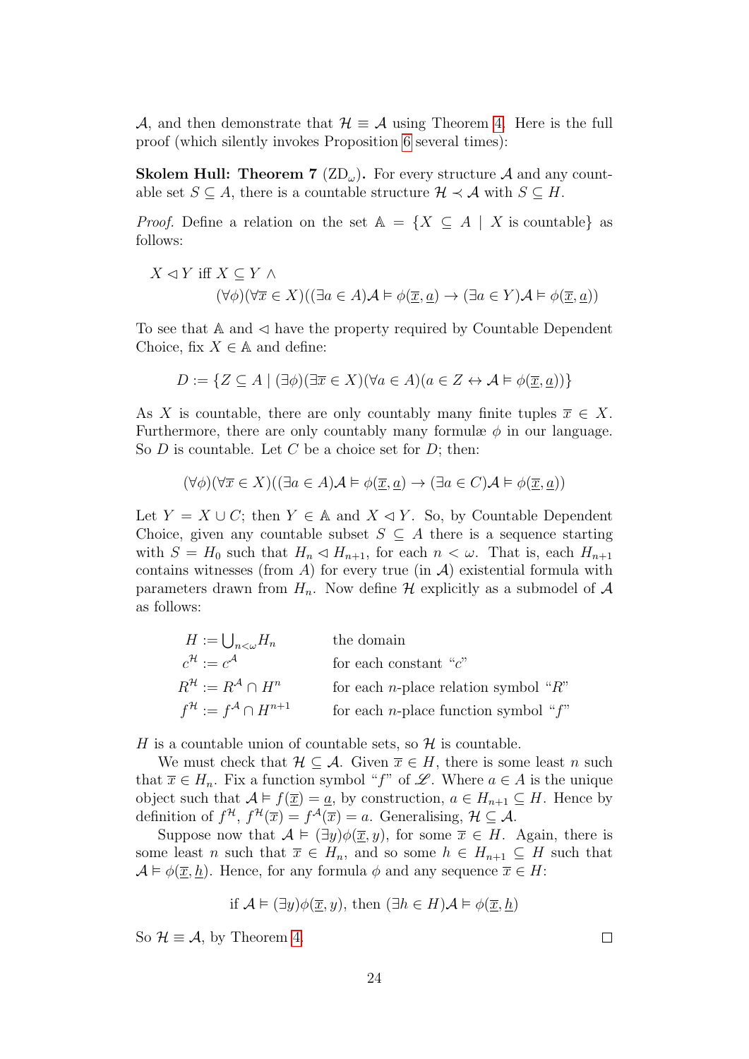$\mathcal{A}$, and then demonstrate that $\mathcal{H} \equiv \mathcal{A}$ using Theorem 4. Here is the full proof (which silently invokes Proposition 6 several times):

**Skolem Hull: Theorem 7** ($\text{ZD}_\omega$)**.** For every structure $\mathcal{A}$ and any countable set $S \subseteq A$, there is a countable structure $\mathcal{H} \prec \mathcal{A}$ with $S \subseteq H$.

*Proof.* Define a relation on the set $\mathbb{A} = \{X \subseteq A \mid X \text{ is countable}\}$ as follows:

$$X \lhd Y \text{ iff } X \subseteq Y \wedge$$
$$(\forall \phi)(\forall \overline{x} \in X)((\exists a \in A)\mathcal{A} \vDash \phi(\underline{\overline{x}}, \underline{a}) \rightarrow (\exists a \in Y)\mathcal{A} \vDash \phi(\underline{\overline{x}}, \underline{a}))$$

To see that $\mathbb{A}$ and $\lhd$ have the property required by Countable Dependent Choice, fix $X \in \mathbb{A}$ and define:

$$D := \{Z \subseteq A \mid (\exists \phi)(\exists \overline{x} \in X)(\forall a \in A)(a \in Z \leftrightarrow \mathcal{A} \vDash \phi(\underline{\overline{x}}, \underline{a}))\}$$

As $X$ is countable, there are only countably many finite tuples $\overline{x} \in X$. Furthermore, there are only countably many formulæ $\phi$ in our language. So $D$ is countable. Let $C$ be a choice set for $D$; then:

$$(\forall \phi)(\forall \overline{x} \in X)((\exists a \in A)\mathcal{A} \vDash \phi(\underline{\overline{x}}, \underline{a}) \rightarrow (\exists a \in C)\mathcal{A} \vDash \phi(\underline{\overline{x}}, \underline{a}))$$

Let $Y = X \cup C$; then $Y \in \mathbb{A}$ and $X \lhd Y$. So, by Countable Dependent Choice, given any countable subset $S \subseteq A$ there is a sequence starting with $S = H_0$ such that $H_n \lhd H_{n+1}$, for each $n < \omega$. That is, each $H_{n+1}$ contains witnesses (from $A$) for every true (in $\mathcal{A}$) existential formula with parameters drawn from $H_n$. Now define $\mathcal{H}$ explicitly as a submodel of $\mathcal{A}$ as follows:

| | |
|---|---|
| $H := \bigcup_{n<\omega} H_n$ | the domain |
| $c^{\mathcal{H}} := c^{\mathcal{A}}$ | for each constant "$c$" |
| $R^{\mathcal{H}} := R^{\mathcal{A}} \cap H^n$ | for each $n$-place relation symbol "$R$" |
| $f^{\mathcal{H}} := f^{\mathcal{A}} \cap H^{n+1}$ | for each $n$-place function symbol "$f$" |

$H$ is a countable union of countable sets, so $\mathcal{H}$ is countable.

We must check that $\mathcal{H} \subseteq \mathcal{A}$. Given $\overline{x} \in H$, there is some least $n$ such that $\overline{x} \in H_n$. Fix a function symbol "$f$" of $\mathscr{L}$. Where $a \in A$ is the unique object such that $\mathcal{A} \vDash f(\underline{\overline{x}}) = \underline{a}$, by construction, $a \in H_{n+1} \subseteq H$. Hence by definition of $f^{\mathcal{H}}$, $f^{\mathcal{H}}(\overline{x}) = f^{\mathcal{A}}(\overline{x}) = a$. Generalising, $\mathcal{H} \subseteq \mathcal{A}$.

Suppose now that $\mathcal{A} \vDash (\exists y)\phi(\underline{\overline{x}}, y)$, for some $\overline{x} \in H$. Again, there is some least $n$ such that $\overline{x} \in H_n$, and so some $h \in H_{n+1} \subseteq H$ such that $\mathcal{A} \vDash \phi(\underline{\overline{x}}, \underline{h})$. Hence, for any formula $\phi$ and any sequence $\overline{x} \in H$:

$$\text{if } \mathcal{A} \vDash (\exists y)\phi(\underline{\overline{x}}, y)\text{, then } (\exists h \in H)\mathcal{A} \vDash \phi(\underline{\overline{x}}, \underline{h})$$

So $\mathcal{H} \equiv \mathcal{A}$, by Theorem 4. □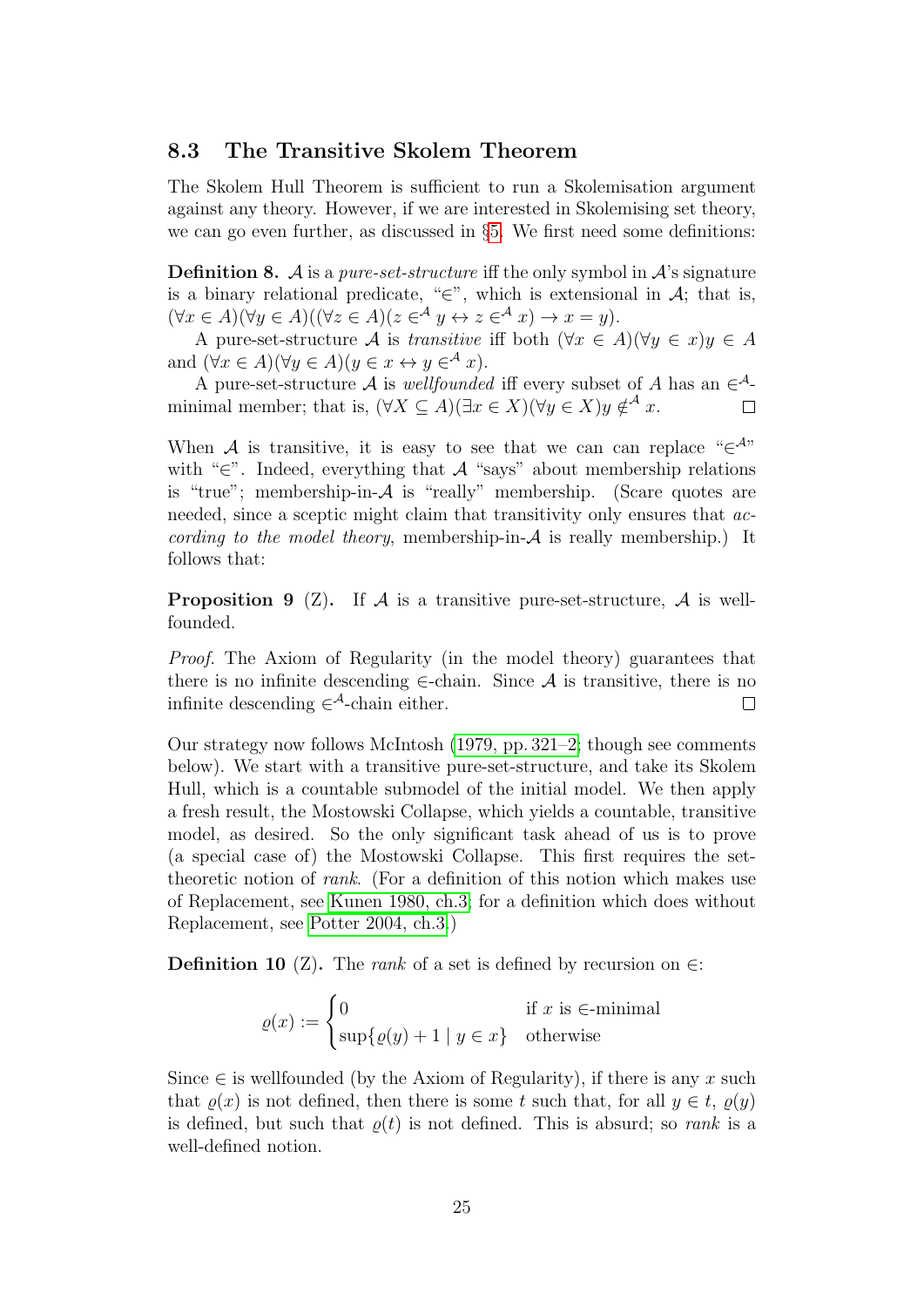### 8.3 The Transitive Skolem Theorem

The Skolem Hull Theorem is sufficient to run a Skolemisation argument against any theory. However, if we are interested in Skolemising set theory, we can go even further, as discussed in §5. We first need some definitions:

**Definition 8.** $\mathcal{A}$ is a *pure-set-structure* iff the only symbol in $\mathcal{A}$'s signature is a binary relational predicate, "$\in$", which is extensional in $\mathcal{A}$; that is, $(\forall x \in A)(\forall y \in A)((\forall z \in A)(z \in^{\mathcal{A}} y \leftrightarrow z \in^{\mathcal{A}} x) \rightarrow x = y)$.

A pure-set-structure $\mathcal{A}$ is *transitive* iff both $(\forall x \in A)(\forall y \in x) y \in A$ and $(\forall x \in A)(\forall y \in A)(y \in x \leftrightarrow y \in^{\mathcal{A}} x)$.

A pure-set-structure $\mathcal{A}$ is *wellfounded* iff every subset of $A$ has an $\in^{\mathcal{A}}$-minimal member; that is, $(\forall X \subseteq A)(\exists x \in X)(\forall y \in X) y \notin^{\mathcal{A}} x$. □

When $\mathcal{A}$ is transitive, it is easy to see that we can can replace "$\in^{\mathcal{A}}$" with "$\in$". Indeed, everything that $\mathcal{A}$ "says" about membership relations is "true"; membership-in-$\mathcal{A}$ is "really" membership. (Scare quotes are needed, since a sceptic might claim that transitivity only ensures that *according to the model theory*, membership-in-$\mathcal{A}$ is really membership.) It follows that:

**Proposition 9** (Z)**.** If $\mathcal{A}$ is a transitive pure-set-structure, $\mathcal{A}$ is wellfounded.

*Proof.* The Axiom of Regularity (in the model theory) guarantees that there is no infinite descending $\in$-chain. Since $\mathcal{A}$ is transitive, there is no infinite descending $\in^{\mathcal{A}}$-chain either. □

Our strategy now follows McIntosh (1979, pp. 321–2; though see comments below). We start with a transitive pure-set-structure, and take its Skolem Hull, which is a countable submodel of the initial model. We then apply a fresh result, the Mostowski Collapse, which yields a countable, transitive model, as desired. So the only significant task ahead of us is to prove (a special case of) the Mostowski Collapse. This first requires the set-theoretic notion of *rank*. (For a definition of this notion which makes use of Replacement, see Kunen 1980, ch.3; for a definition which does without Replacement, see Potter 2004, ch.3.)

**Definition 10** (Z)**.** The *rank* of a set is defined by recursion on $\in$:

$$\varrho(x) := \begin{cases} 0 & \text{if } x \text{ is } \in\text{-minimal} \\ \sup\{\varrho(y) + 1 \mid y \in x\} & \text{otherwise} \end{cases}$$

Since $\in$ is wellfounded (by the Axiom of Regularity), if there is any $x$ such that $\varrho(x)$ is not defined, then there is some $t$ such that, for all $y \in t$, $\varrho(y)$ is defined, but such that $\varrho(t)$ is not defined. This is absurd; so *rank* is a well-defined notion.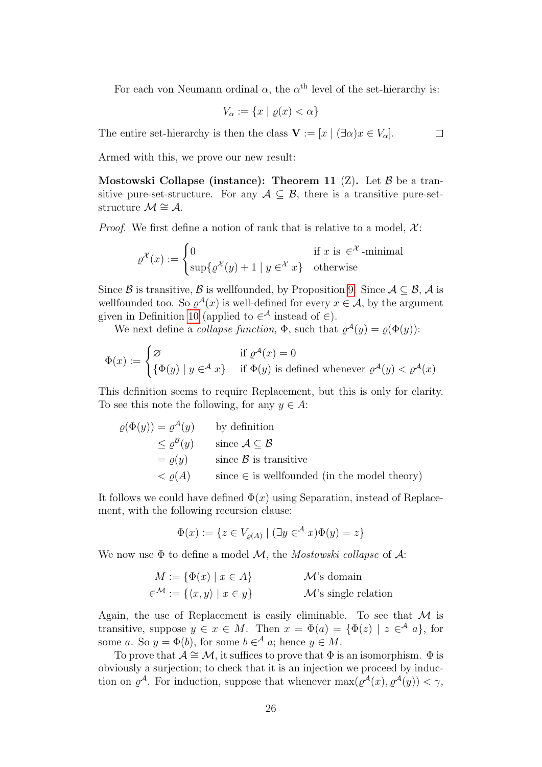For each von Neumann ordinal $\alpha$, the $\alpha^{\text{th}}$ level of the set-hierarchy is:

$$V_\alpha := \{x \mid \varrho(x) < \alpha\}$$

The entire set-hierarchy is then the class $\mathbf{V} := [x \mid (\exists \alpha) x \in V_\alpha]$. $\square$

Armed with this, we prove our new result:

**Mostowski Collapse (instance): Theorem 11** (Z)**.** Let $\mathcal{B}$ be a transitive pure-set-structure. For any $\mathcal{A} \subseteq \mathcal{B}$, there is a transitive pure-set-structure $\mathcal{M} \cong \mathcal{A}$.

*Proof.* We first define a notion of rank that is relative to a model, $\mathcal{X}$:

$$\varrho^{\mathcal{X}}(x) := \begin{cases} 0 & \text{if } x \text{ is } \in^{\mathcal{X}}\text{-minimal} \\ \sup\{\varrho^{\mathcal{X}}(y) + 1 \mid y \in^{\mathcal{X}} x\} & \text{otherwise} \end{cases}$$

Since $\mathcal{B}$ is transitive, $\mathcal{B}$ is wellfounded, by Proposition 9. Since $\mathcal{A} \subseteq \mathcal{B}$, $\mathcal{A}$ is wellfounded too. So $\varrho^{\mathcal{A}}(x)$ is well-defined for every $x \in \mathcal{A}$, by the argument given in Definition 10 (applied to $\in^{\mathcal{A}}$ instead of $\in$).

We next define a *collapse function*, $\Phi$, such that $\varrho^{\mathcal{A}}(y) = \varrho(\Phi(y))$:

$$\Phi(x) := \begin{cases} \varnothing & \text{if } \varrho^{\mathcal{A}}(x) = 0 \\ \{\Phi(y) \mid y \in^{\mathcal{A}} x\} & \text{if } \Phi(y) \text{ is defined whenever } \varrho^{\mathcal{A}}(y) < \varrho^{\mathcal{A}}(x) \end{cases}$$

This definition seems to require Replacement, but this is only for clarity. To see this note the following, for any $y \in A$:

$$\begin{aligned}
\varrho(\Phi(y)) &= \varrho^{\mathcal{A}}(y) && \text{by definition} \\
&\leq \varrho^{\mathcal{B}}(y) && \text{since } \mathcal{A} \subseteq \mathcal{B} \\
&= \varrho(y) && \text{since } \mathcal{B} \text{ is transitive} \\
&< \varrho(A) && \text{since } \in \text{ is wellfounded (in the model theory)}
\end{aligned}$$

It follows we could have defined $\Phi(x)$ using Separation, instead of Replacement, with the following recursion clause:

$$\Phi(x) := \{z \in V_{\varrho(A)} \mid (\exists y \in^{\mathcal{A}} x)\Phi(y) = z\}$$

We now use $\Phi$ to define a model $\mathcal{M}$, the *Mostowski collapse* of $\mathcal{A}$:

$$\begin{aligned}
M &:= \{\Phi(x) \mid x \in A\} && \mathcal{M}\text{'s domain} \\
\in^{\mathcal{M}} &:= \{\langle x, y\rangle \mid x \in y\} && \mathcal{M}\text{'s single relation}
\end{aligned}$$

Again, the use of Replacement is easily eliminable. To see that $\mathcal{M}$ is transitive, suppose $y \in x \in M$. Then $x = \Phi(a) = \{\Phi(z) \mid z \in^{\mathcal{A}} a\}$, for some $a$. So $y = \Phi(b)$, for some $b \in^{\mathcal{A}} a$; hence $y \in M$.

To prove that $\mathcal{A} \cong \mathcal{M}$, it suffices to prove that $\Phi$ is an isomorphism. $\Phi$ is obviously a surjection; to check that it is an injection we proceed by induction on $\varrho^{\mathcal{A}}$. For induction, suppose that whenever $\max(\varrho^{\mathcal{A}}(x), \varrho^{\mathcal{A}}(y)) < \gamma$,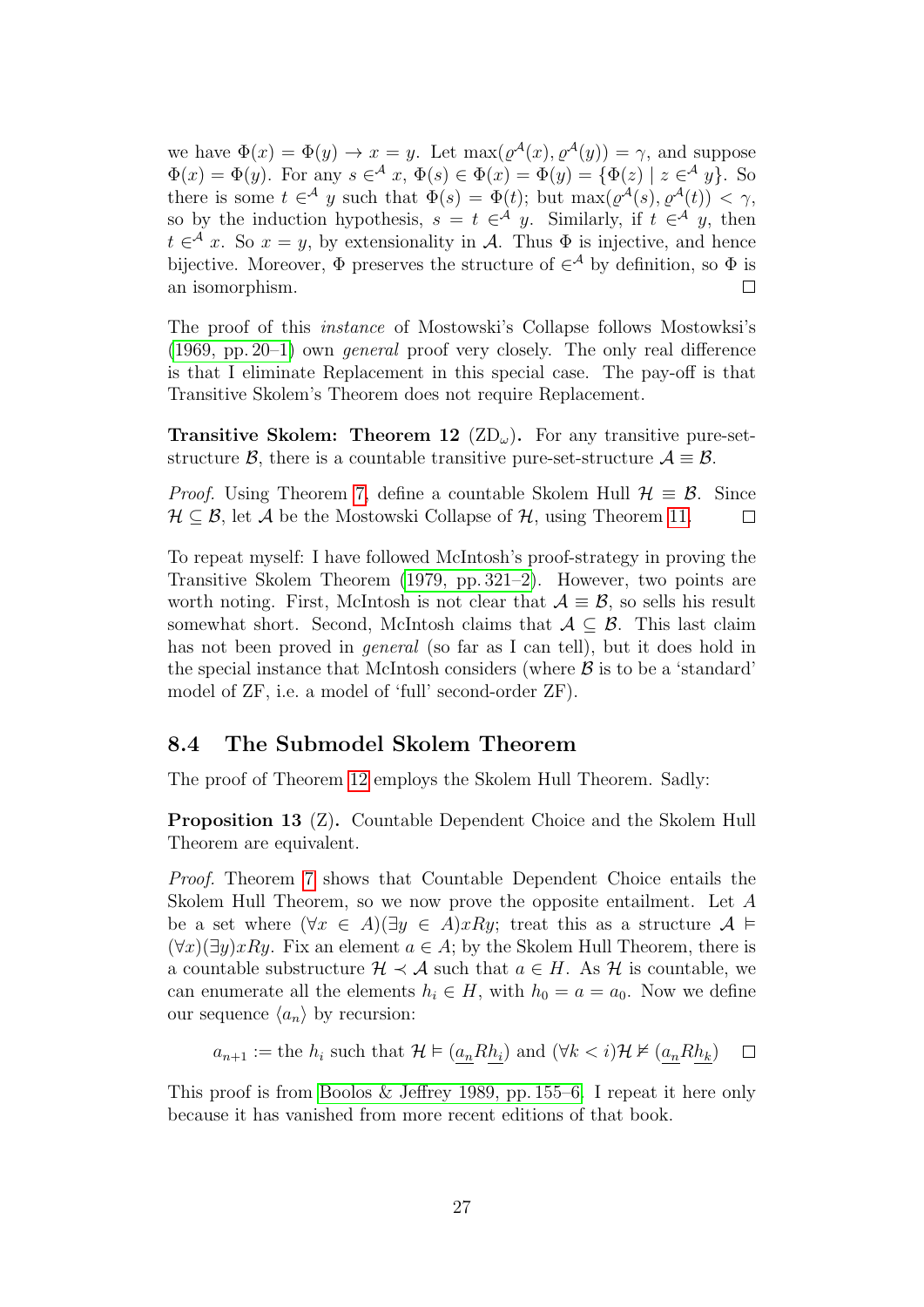we have $\Phi(x) = \Phi(y) \rightarrow x = y$. Let $\max(\varrho^{\mathcal{A}}(x), \varrho^{\mathcal{A}}(y)) = \gamma$, and suppose $\Phi(x) = \Phi(y)$. For any $s \in^{\mathcal{A}} x$, $\Phi(s) \in \Phi(x) = \Phi(y) = \{\Phi(z) \mid z \in^{\mathcal{A}} y\}$. So there is some $t \in^{\mathcal{A}} y$ such that $\Phi(s) = \Phi(t)$; but $\max(\varrho^{\mathcal{A}}(s), \varrho^{\mathcal{A}}(t)) < \gamma$, so by the induction hypothesis, $s = t \in^{\mathcal{A}} y$. Similarly, if $t \in^{\mathcal{A}} y$, then $t \in^{\mathcal{A}} x$. So $x = y$, by extensionality in $\mathcal{A}$. Thus $\Phi$ is injective, and hence bijective. Moreover, $\Phi$ preserves the structure of $\in^{\mathcal{A}}$ by definition, so $\Phi$ is an isomorphism. □

The proof of this *instance* of Mostowski's Collapse follows Mostowksi's (1969, pp. 20–1) own *general* proof very closely. The only real difference is that I eliminate Replacement in this special case. The pay-off is that Transitive Skolem's Theorem does not require Replacement.

**Transitive Skolem: Theorem 12** ($\text{ZD}_\omega$)**.** For any transitive pure-set-structure $\mathcal{B}$, there is a countable transitive pure-set-structure $\mathcal{A} \equiv \mathcal{B}$.

*Proof.* Using Theorem 7, define a countable Skolem Hull $\mathcal{H} \equiv \mathcal{B}$. Since $\mathcal{H} \subseteq \mathcal{B}$, let $\mathcal{A}$ be the Mostowski Collapse of $\mathcal{H}$, using Theorem 11. □

To repeat myself: I have followed McIntosh's proof-strategy in proving the Transitive Skolem Theorem (1979, pp. 321–2). However, two points are worth noting. First, McIntosh is not clear that $\mathcal{A} \equiv \mathcal{B}$, so sells his result somewhat short. Second, McIntosh claims that $\mathcal{A} \subseteq \mathcal{B}$. This last claim has not been proved in *general* (so far as I can tell), but it does hold in the special instance that McIntosh considers (where $\mathcal{B}$ is to be a 'standard' model of ZF, i.e. a model of 'full' second-order ZF).

## 8.4 The Submodel Skolem Theorem

The proof of Theorem 12 employs the Skolem Hull Theorem. Sadly:

**Proposition 13** (Z)**.** Countable Dependent Choice and the Skolem Hull Theorem are equivalent.

*Proof.* Theorem 7 shows that Countable Dependent Choice entails the Skolem Hull Theorem, so we now prove the opposite entailment. Let $A$ be a set where $(\forall x \in A)(\exists y \in A)xRy$; treat this as a structure $\mathcal{A} \vDash (\forall x)(\exists y)xRy$. Fix an element $a \in A$; by the Skolem Hull Theorem, there is a countable substructure $\mathcal{H} \prec \mathcal{A}$ such that $a \in H$. As $\mathcal{H}$ is countable, we can enumerate all the elements $h_i \in H$, with $h_0 = a = a_0$. Now we define our sequence $\langle a_n \rangle$ by recursion:

$$a_{n+1} := \text{the } h_i \text{ such that } \mathcal{H} \vDash (\underline{a_n} R \underline{h_i}) \text{ and } (\forall k < i)\mathcal{H} \nvDash (\underline{a_n} R \underline{h_k}) \quad \square$$

This proof is from Boolos & Jeffrey 1989, pp. 155–6. I repeat it here only because it has vanished from more recent editions of that book.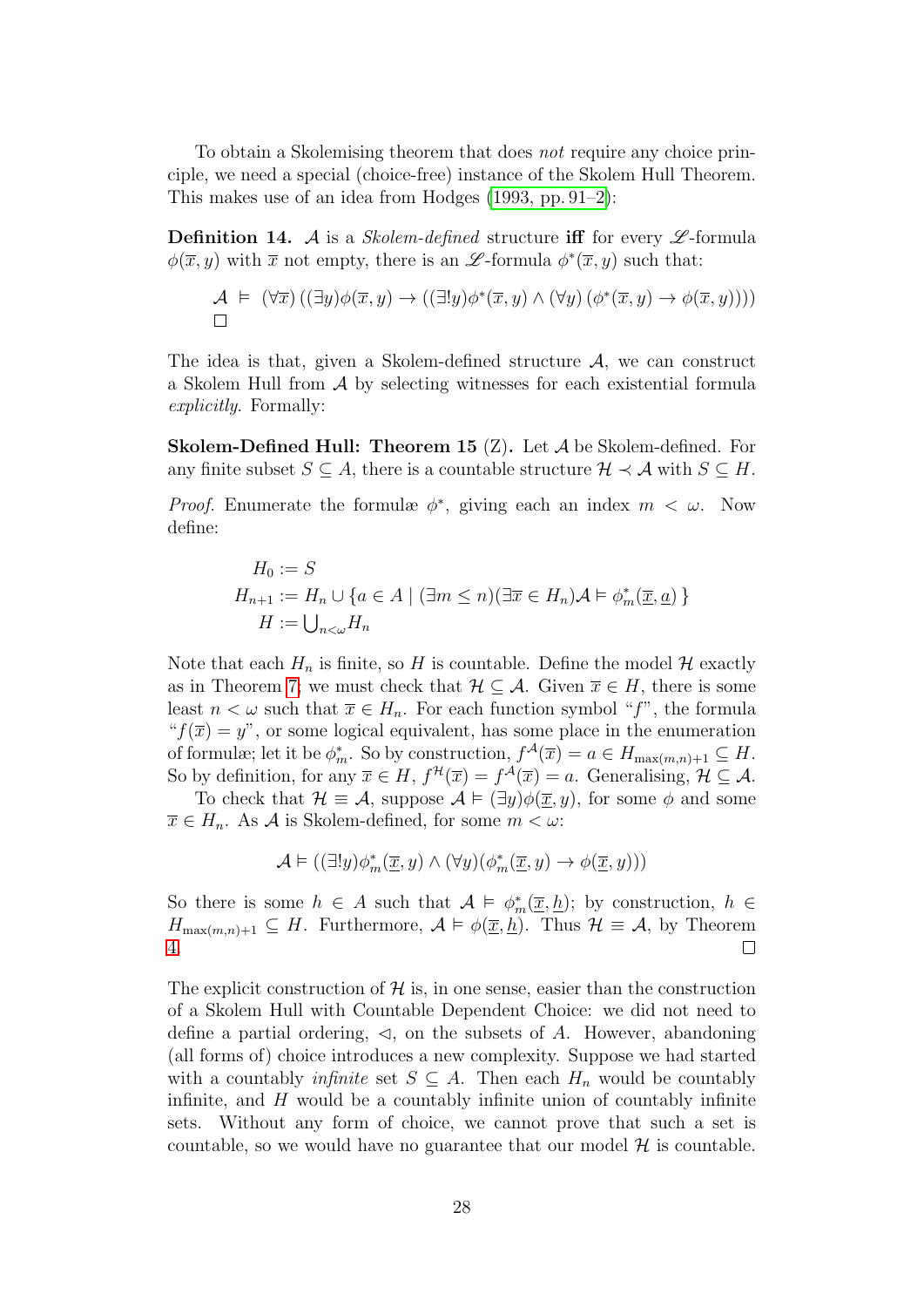To obtain a Skolemising theorem that does *not* require any choice principle, we need a special (choice-free) instance of the Skolem Hull Theorem. This makes use of an idea from Hodges (1993, pp. 91–2):

**Definition 14.** $\mathcal{A}$ is a *Skolem-defined* structure **iff** for every $\mathscr{L}$-formula $\phi(\overline{x}, y)$ with $\overline{x}$ not empty, there is an $\mathscr{L}$-formula $\phi^*(\overline{x}, y)$ such that:

$$\mathcal{A} \vDash (\forall \overline{x})\left((\exists y)\phi(\overline{x}, y) \rightarrow ((\exists! y)\phi^*(\overline{x}, y) \wedge (\forall y)\left(\phi^*(\overline{x}, y) \rightarrow \phi(\overline{x}, y)\right))\right)$$

□

The idea is that, given a Skolem-defined structure $\mathcal{A}$, we can construct a Skolem Hull from $\mathcal{A}$ by selecting witnesses for each existential formula *explicitly*. Formally:

**Skolem-Defined Hull: Theorem 15** (Z)**.** Let $\mathcal{A}$ be Skolem-defined. For any finite subset $S \subseteq A$, there is a countable structure $\mathcal{H} \prec \mathcal{A}$ with $S \subseteq H$.

*Proof.* Enumerate the formulæ $\phi^*$, giving each an index $m < \omega$. Now define:

$$\begin{aligned}
H_0 &:= S \\
H_{n+1} &:= H_n \cup \{a \in A \mid (\exists m \leq n)(\exists \overline{x} \in H_n)\mathcal{A} \vDash \phi^*_m(\underline{\overline{x}}, \underline{a})\,\} \\
H &:= \textstyle\bigcup_{n<\omega} H_n
\end{aligned}$$

Note that each $H_n$ is finite, so $H$ is countable. Define the model $\mathcal{H}$ exactly as in Theorem 7; we must check that $\mathcal{H} \subseteq \mathcal{A}$. Given $\overline{x} \in H$, there is some least $n < \omega$ such that $\overline{x} \in H_n$. For each function symbol "$f$", the formula "$f(\overline{x}) = y$", or some logical equivalent, has some place in the enumeration of formulæ; let it be $\phi^*_m$. So by construction, $f^{\mathcal{A}}(\overline{x}) = a \in H_{\max(m,n)+1} \subseteq H$. So by definition, for any $\overline{x} \in H$, $f^{\mathcal{H}}(\overline{x}) = f^{\mathcal{A}}(\overline{x}) = a$. Generalising, $\mathcal{H} \subseteq \mathcal{A}$.

To check that $\mathcal{H} \equiv \mathcal{A}$, suppose $\mathcal{A} \vDash (\exists y)\phi(\underline{\overline{x}}, y)$, for some $\phi$ and some $\overline{x} \in H_n$. As $\mathcal{A}$ is Skolem-defined, for some $m < \omega$:

$$\mathcal{A} \vDash ((\exists! y)\phi^*_m(\underline{\overline{x}}, y) \wedge (\forall y)(\phi^*_m(\underline{\overline{x}}, y) \rightarrow \phi(\underline{\overline{x}}, y)))$$

So there is some $h \in A$ such that $\mathcal{A} \vDash \phi^*_m(\underline{\overline{x}}, \underline{h})$; by construction, $h \in H_{\max(m,n)+1} \subseteq H$. Furthermore, $\mathcal{A} \vDash \phi(\underline{\overline{x}}, \underline{h})$. Thus $\mathcal{H} \equiv \mathcal{A}$, by Theorem 4. □

The explicit construction of $\mathcal{H}$ is, in one sense, easier than the construction of a Skolem Hull with Countable Dependent Choice: we did not need to define a partial ordering, $\lhd$, on the subsets of $A$. However, abandoning (all forms of) choice introduces a new complexity. Suppose we had started with a countably *infinite* set $S \subseteq A$. Then each $H_n$ would be countably infinite, and $H$ would be a countably infinite union of countably infinite sets. Without any form of choice, we cannot prove that such a set is countable, so we would have no guarantee that our model $\mathcal{H}$ is countable.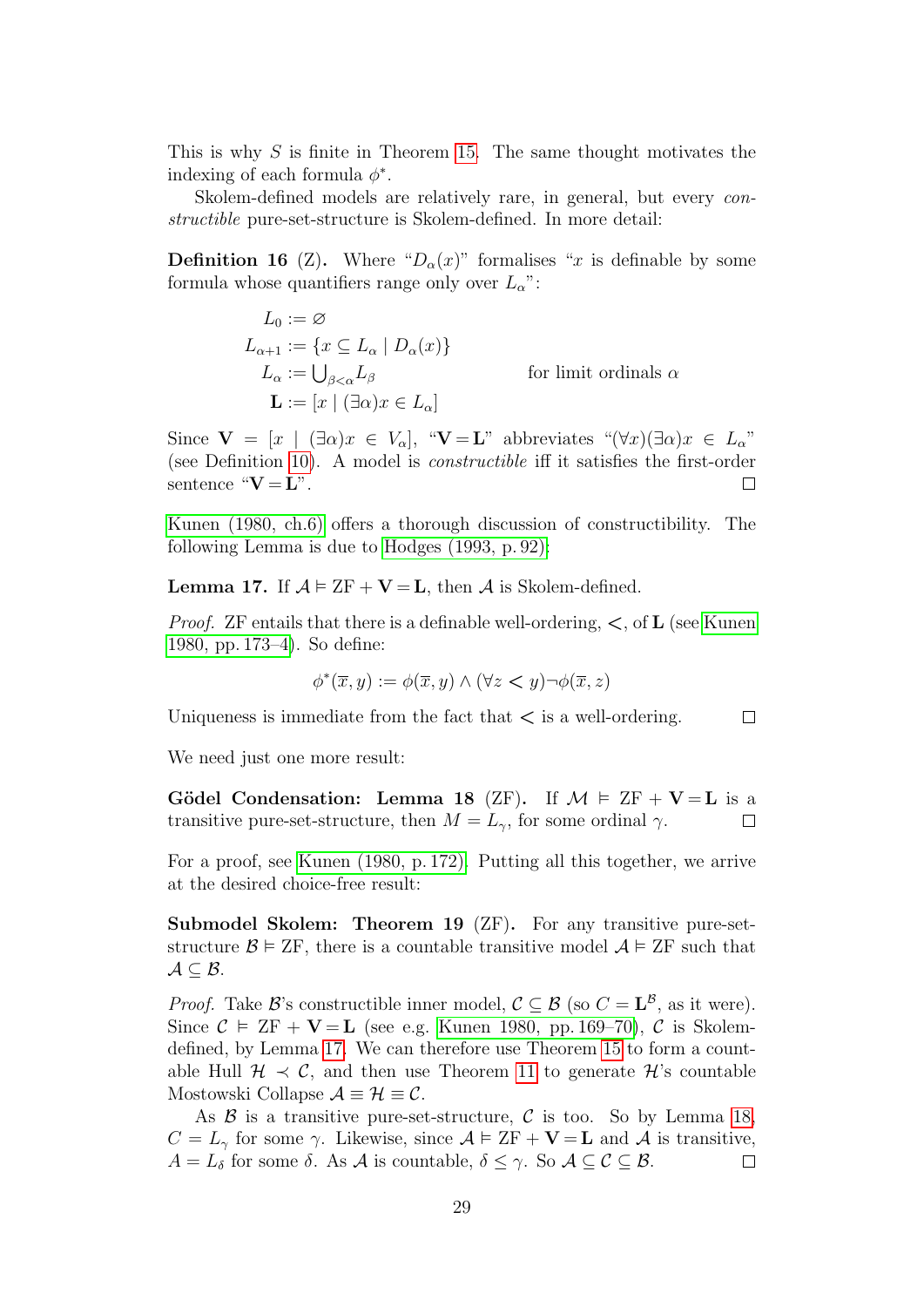This is why $S$ is finite in Theorem 15. The same thought motivates the indexing of each formula $\phi^*$.

Skolem-defined models are relatively rare, in general, but every *constructible* pure-set-structure is Skolem-defined. In more detail:

**Definition 16** (Z)**.** Where "$D_\alpha(x)$" formalises "$x$ is definable by some formula whose quantifiers range only over $L_\alpha$":

$$
\begin{aligned}
L_0 &:= \varnothing \\
L_{\alpha+1} &:= \{x \subseteq L_\alpha \mid D_\alpha(x)\} \\
L_\alpha &:= \textstyle\bigcup_{\beta<\alpha} L_\beta \qquad\qquad \text{for limit ordinals } \alpha \\
\mathbf{L} &:= [x \mid (\exists \alpha) x \in L_\alpha]
\end{aligned}
$$

Since $\mathbf{V} = [x \mid (\exists \alpha) x \in V_\alpha]$, "$\mathbf{V} = \mathbf{L}$" abbreviates "$(\forall x)(\exists \alpha) x \in L_\alpha$" (see Definition 10). A model is *constructible* iff it satisfies the first-order sentence "$\mathbf{V} = \mathbf{L}$". ◻

Kunen (1980, ch.6) offers a thorough discussion of constructibility. The following Lemma is due to Hodges (1993, p. 92):

**Lemma 17.** If $\mathcal{A} \vDash \text{ZF} + \mathbf{V} = \mathbf{L}$, then $\mathcal{A}$ is Skolem-defined.

*Proof.* ZF entails that there is a definable well-ordering, $<$, of $\mathbf{L}$ (see Kunen 1980, pp. 173–4). So define:

$$\phi^*(\overline{x}, y) := \phi(\overline{x}, y) \land (\forall z < y)\neg\phi(\overline{x}, z)$$

Uniqueness is immediate from the fact that $<$ is a well-ordering. ◻

We need just one more result:

**Gödel Condensation: Lemma 18** (ZF)**.** If $\mathcal{M} \vDash \text{ZF} + \mathbf{V} = \mathbf{L}$ is a transitive pure-set-structure, then $M = L_\gamma$, for some ordinal $\gamma$. ◻

For a proof, see Kunen (1980, p. 172). Putting all this together, we arrive at the desired choice-free result:

**Submodel Skolem: Theorem 19** (ZF)**.** For any transitive pure-set-structure $\mathcal{B} \vDash \text{ZF}$, there is a countable transitive model $\mathcal{A} \vDash \text{ZF}$ such that $\mathcal{A} \subseteq \mathcal{B}$.

*Proof.* Take $\mathcal{B}$'s constructible inner model, $\mathcal{C} \subseteq \mathcal{B}$ (so $C = \mathbf{L}^{\mathcal{B}}$, as it were). Since $\mathcal{C} \vDash \text{ZF} + \mathbf{V} = \mathbf{L}$ (see e.g. Kunen 1980, pp. 169–70), $\mathcal{C}$ is Skolem-defined, by Lemma 17. We can therefore use Theorem 15 to form a countable Hull $\mathcal{H} \prec \mathcal{C}$, and then use Theorem 11 to generate $\mathcal{H}$'s countable Mostowski Collapse $\mathcal{A} \equiv \mathcal{H} \equiv \mathcal{C}$.

As $\mathcal{B}$ is a transitive pure-set-structure, $\mathcal{C}$ is too. So by Lemma 18, $C = L_\gamma$ for some $\gamma$. Likewise, since $\mathcal{A} \vDash \text{ZF} + \mathbf{V} = \mathbf{L}$ and $\mathcal{A}$ is transitive, $A = L_\delta$ for some $\delta$. As $\mathcal{A}$ is countable, $\delta \leq \gamma$. So $\mathcal{A} \subseteq \mathcal{C} \subseteq \mathcal{B}$. ◻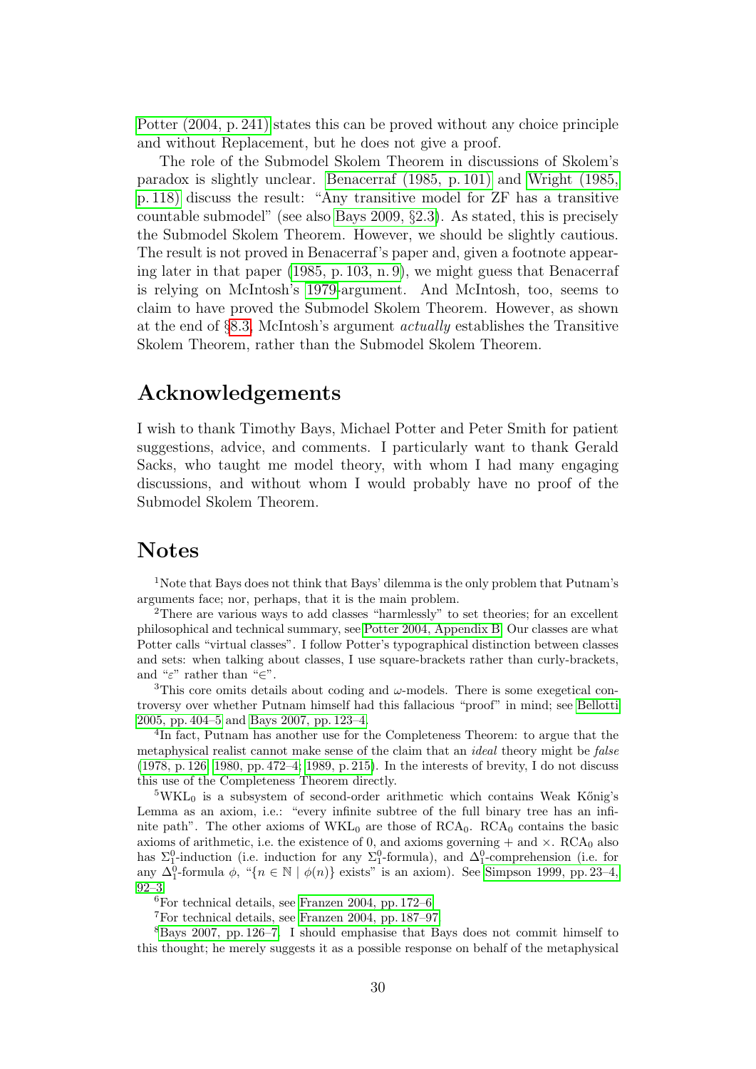Potter (2004, p. 241) states this can be proved without any choice principle and without Replacement, but he does not give a proof.

The role of the Submodel Skolem Theorem in discussions of Skolem's paradox is slightly unclear. Benacerraf (1985, p. 101) and Wright (1985, p. 118) discuss the result: "Any transitive model for ZF has a transitive countable submodel" (see also Bays 2009, §2.3). As stated, this is precisely the Submodel Skolem Theorem. However, we should be slightly cautious. The result is not proved in Benacerraf's paper and, given a footnote appearing later in that paper (1985, p. 103, n. 9), we might guess that Benacerraf is relying on McIntosh's 1979-argument. And McIntosh, too, seems to claim to have proved the Submodel Skolem Theorem. However, as shown at the end of §8.3, McIntosh's argument *actually* establishes the Transitive Skolem Theorem, rather than the Submodel Skolem Theorem.

## Acknowledgements

I wish to thank Timothy Bays, Michael Potter and Peter Smith for patient suggestions, advice, and comments. I particularly want to thank Gerald Sacks, who taught me model theory, with whom I had many engaging discussions, and without whom I would probably have no proof of the Submodel Skolem Theorem.

## Notes

[1]Note that Bays does not think that Bays' dilemma is the only problem that Putnam's arguments face; nor, perhaps, that it is the main problem.

[2]There are various ways to add classes "harmlessly" to set theories; for an excellent philosophical and technical summary, see Potter 2004, Appendix B. Our classes are what Potter calls "virtual classes". I follow Potter's typographical distinction between classes and sets: when talking about classes, I use square-brackets rather than curly-brackets, and "$\varepsilon$" rather than "$\in$".

[3]This core omits details about coding and $\omega$-models. There is some exegetical controversy over whether Putnam himself had this fallacious "proof" in mind; see Bellotti 2005, pp. 404–5 and Bays 2007, pp. 123–4.

[4]In fact, Putnam has another use for the Completeness Theorem: to argue that the metaphysical realist cannot make sense of the claim that an *ideal* theory might be *false* (1978, p. 126; 1980, pp. 472–4; 1989, p. 215). In the interests of brevity, I do not discuss this use of the Completeness Theorem directly.

[5]$\mathrm{WKL}_0$ is a subsystem of second-order arithmetic which contains Weak Kőnig's Lemma as an axiom, i.e.: "every infinite subtree of the full binary tree has an infinite path". The other axioms of $\mathrm{WKL}_0$ are those of $\mathrm{RCA}_0$. $\mathrm{RCA}_0$ contains the basic axioms of arithmetic, i.e. the existence of 0, and axioms governing + and $\times$. $\mathrm{RCA}_0$ also has $\Sigma^0_1$-induction (i.e. induction for any $\Sigma^0_1$-formula), and $\Delta^0_1$-comprehension (i.e. for any $\Delta^0_1$-formula $\phi$, "$\{n \in \mathbb{N} \mid \phi(n)\}$ exists" is an axiom). See Simpson 1999, pp. 23–4, 92–3.

[6]For technical details, see Franzen 2004, pp. 172–6.

[7]For technical details, see Franzen 2004, pp. 187–97.

[8]Bays 2007, pp. 126–7. I should emphasise that Bays does not commit himself to this thought; he merely suggests it as a possible response on behalf of the metaphysical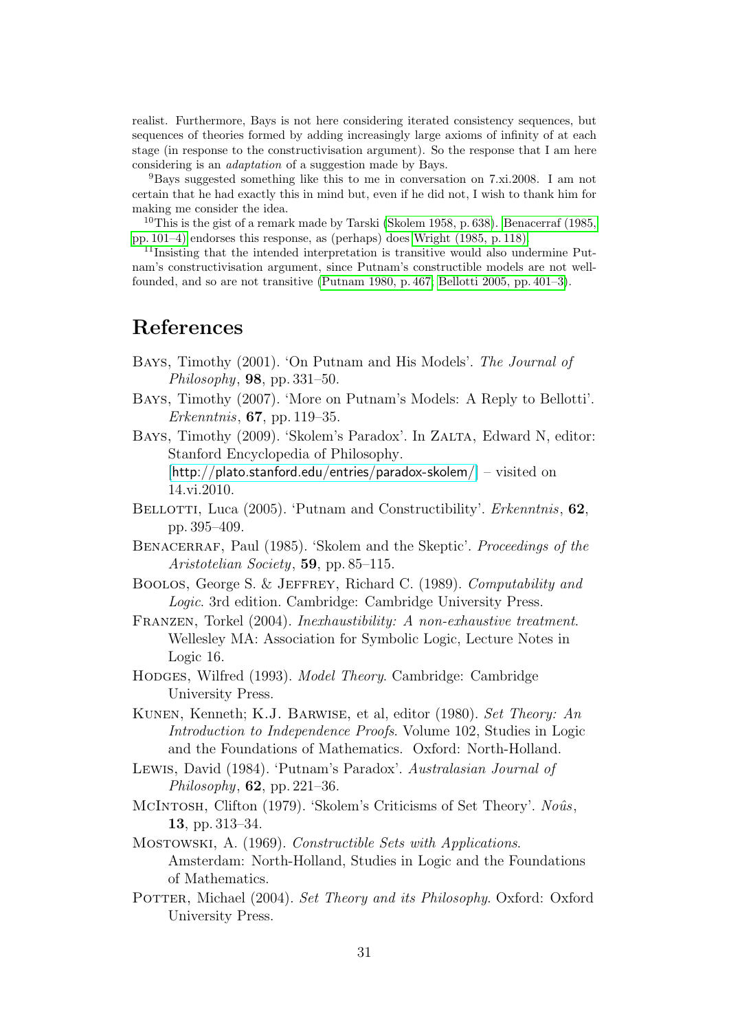realist. Furthermore, Bays is not here considering iterated consistency sequences, but sequences of theories formed by adding increasingly large axioms of infinity of at each stage (in response to the constructivisation argument). So the response that I am here considering is an *adaptation* of a suggestion made by Bays.

[9]Bays suggested something like this to me in conversation on 7.xi.2008. I am not certain that he had exactly this in mind but, even if he did not, I wish to thank him for making me consider the idea.

[10]This is the gist of a remark made by Tarski (Skolem 1958, p. 638). Benacerraf (1985, pp. 101–4) endorses this response, as (perhaps) does Wright (1985, p. 118).

[11]Insisting that the intended interpretation is transitive would also undermine Putnam's constructivisation argument, since Putnam's constructible models are not well-founded, and so are not transitive (Putnam 1980, p. 467; Bellotti 2005, pp. 401–3).

# References

Bays, Timothy (2001). 'On Putnam and His Models'. *The Journal of Philosophy*, **98**, pp. 331–50.

Bays, Timothy (2007). 'More on Putnam's Models: A Reply to Bellotti'. *Erkenntnis*, **67**, pp. 119–35.

Bays, Timothy (2009). 'Skolem's Paradox'. In Zalta, Edward N, editor: Stanford Encyclopedia of Philosophy. [http://plato.stanford.edu/entries/paradox-skolem/] – visited on 14.vi.2010.

Bellotti, Luca (2005). 'Putnam and Constructibility'. *Erkenntnis*, **62**, pp. 395–409.

Benacerraf, Paul (1985). 'Skolem and the Skeptic'. *Proceedings of the Aristotelian Society*, **59**, pp. 85–115.

Boolos, George S. & Jeffrey, Richard C. (1989). *Computability and Logic*. 3rd edition. Cambridge: Cambridge University Press.

Franzen, Torkel (2004). *Inexhaustibility: A non-exhaustive treatment*. Wellesley MA: Association for Symbolic Logic, Lecture Notes in Logic 16.

Hodges, Wilfred (1993). *Model Theory*. Cambridge: Cambridge University Press.

Kunen, Kenneth; K.J. Barwise, et al, editor (1980). *Set Theory: An Introduction to Independence Proofs*. Volume 102, Studies in Logic and the Foundations of Mathematics. Oxford: North-Holland.

Lewis, David (1984). 'Putnam's Paradox'. *Australasian Journal of Philosophy*, **62**, pp. 221–36.

McIntosh, Clifton (1979). 'Skolem's Criticisms of Set Theory'. *Noûs*, **13**, pp. 313–34.

Mostowski, A. (1969). *Constructible Sets with Applications*. Amsterdam: North-Holland, Studies in Logic and the Foundations of Mathematics.

Potter, Michael (2004). *Set Theory and its Philosophy*. Oxford: Oxford University Press.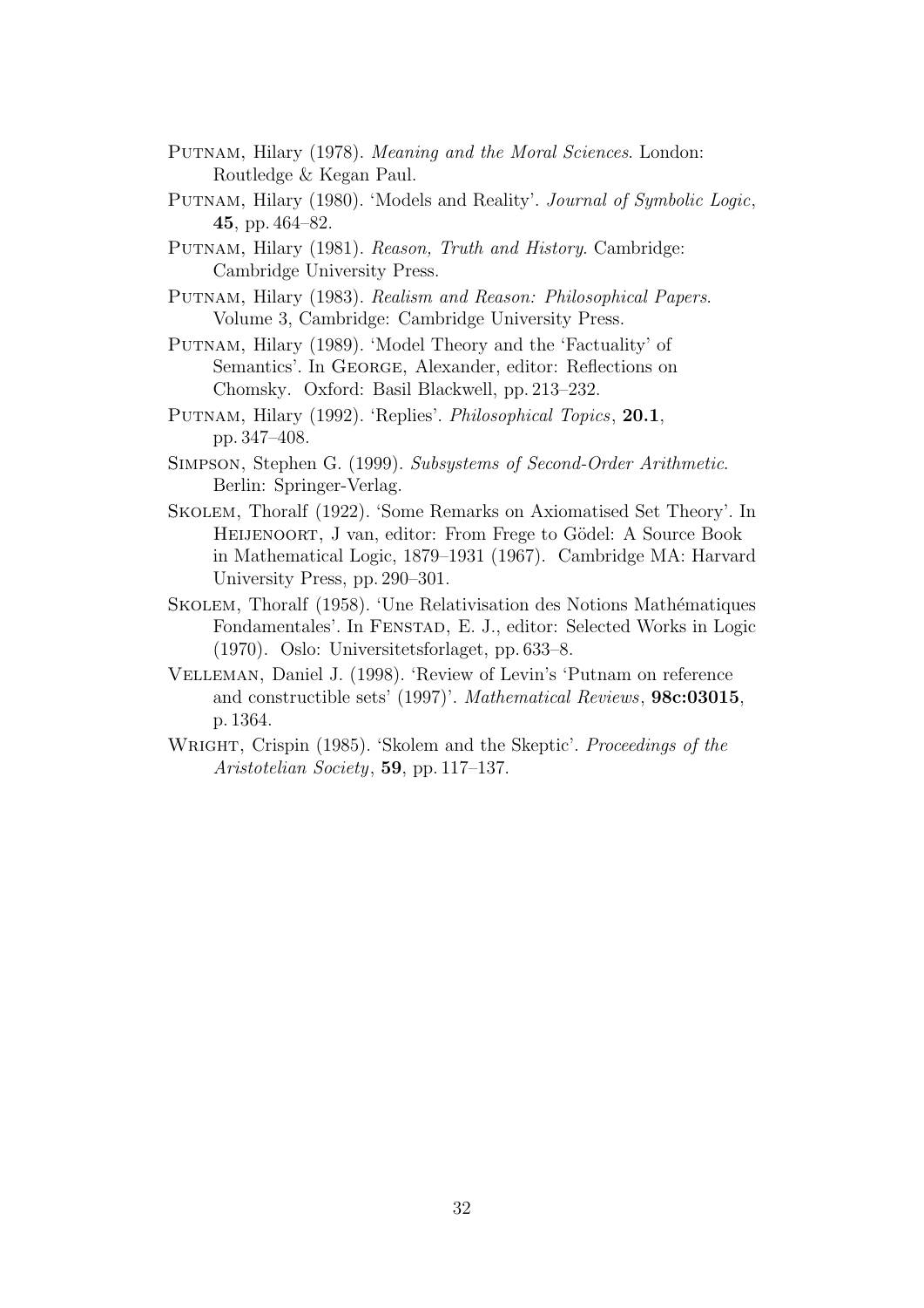Putnam, Hilary (1978). *Meaning and the Moral Sciences*. London: Routledge & Kegan Paul.

Putnam, Hilary (1980). 'Models and Reality'. *Journal of Symbolic Logic*, **45**, pp. 464–82.

Putnam, Hilary (1981). *Reason, Truth and History*. Cambridge: Cambridge University Press.

Putnam, Hilary (1983). *Realism and Reason: Philosophical Papers*. Volume 3, Cambridge: Cambridge University Press.

Putnam, Hilary (1989). 'Model Theory and the 'Factuality' of Semantics'. In George, Alexander, editor: Reflections on Chomsky. Oxford: Basil Blackwell, pp. 213–232.

Putnam, Hilary (1992). 'Replies'. *Philosophical Topics*, **20.1**, pp. 347–408.

Simpson, Stephen G. (1999). *Subsystems of Second-Order Arithmetic*. Berlin: Springer-Verlag.

Skolem, Thoralf (1922). 'Some Remarks on Axiomatised Set Theory'. In Heijenoort, J van, editor: From Frege to Gödel: A Source Book in Mathematical Logic, 1879–1931 (1967). Cambridge MA: Harvard University Press, pp. 290–301.

Skolem, Thoralf (1958). 'Une Relativisation des Notions Mathématiques Fondamentales'. In Fenstad, E. J., editor: Selected Works in Logic (1970). Oslo: Universitetsforlaget, pp. 633–8.

Velleman, Daniel J. (1998). 'Review of Levin's 'Putnam on reference and constructible sets' (1997)'. *Mathematical Reviews*, **98c:03015**, p. 1364.

Wright, Crispin (1985). 'Skolem and the Skeptic'. *Proceedings of the Aristotelian Society*, **59**, pp. 117–137.